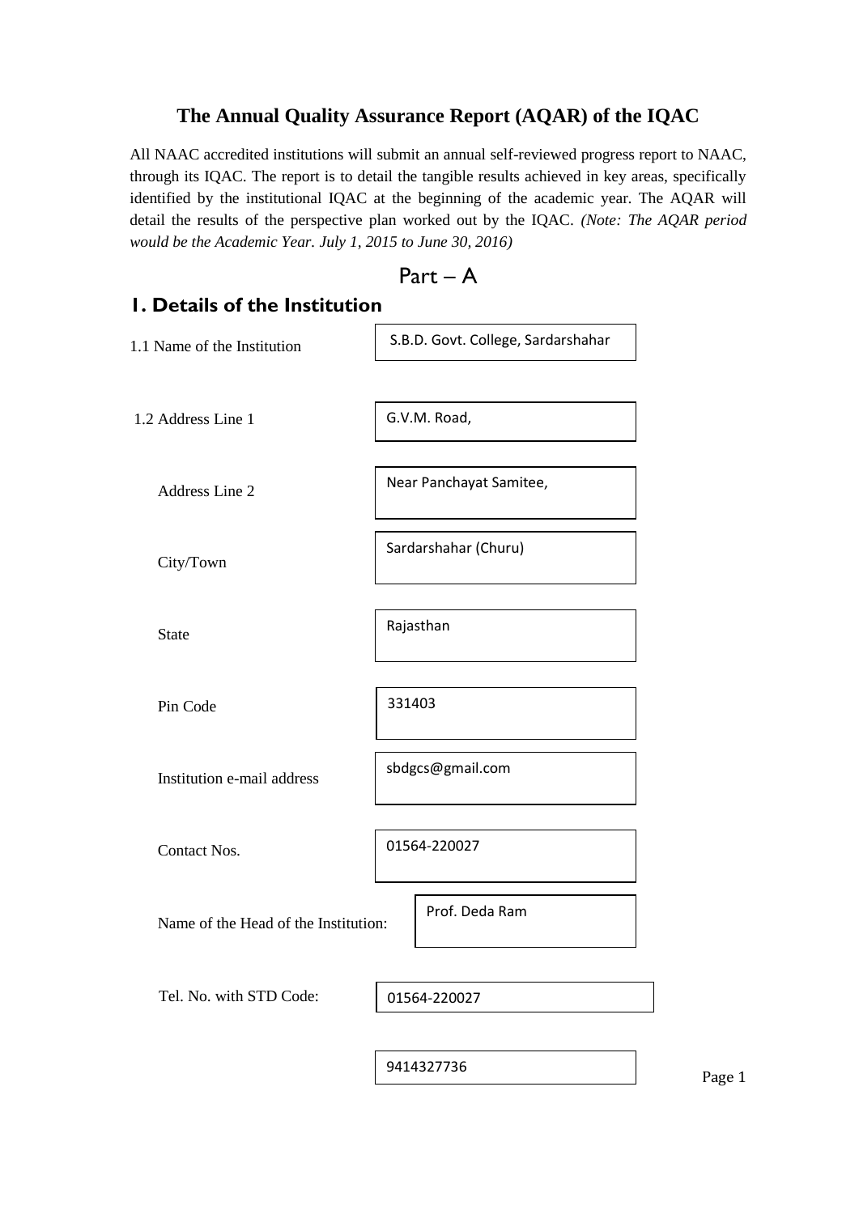# The Annual Quality Assurance Report (AQAR) of the IQAC

All NAAC accredited institutions will submit an annual self-reviewed progress report to NAAC, through its IQAC. The report is to detail the tangible results achieved in key areas, specifically identified by the institutional IQAC at the beginning of the academic year. The AQAR will detail the results of the perspective plan worked out by the IQAC. *(Note: The AQAR period would be the Academic Year. July 1, 2015 to June 30, 2016)*

## Part – A

### 1. Details of the Institution

| | |
|---|---|
| 1.1 Name of the Institution | S.B.D. Govt. College, Sardarshahar |
| 1.2 Address Line 1 | G.V.M. Road, |
| Address Line 2 | Near Panchayat Samitee, |
| City/Town | Sardarshahar (Churu) |
| State | Rajasthan |
| Pin Code | 331403 |
| Institution e-mail address | sbdgcs@gmail.com |
| Contact Nos. | 01564-220027 |
| Name of the Head of the Institution: | Prof. Deda Ram |
| Tel. No. with STD Code: | 01564-220027 |
| | 9414327736 |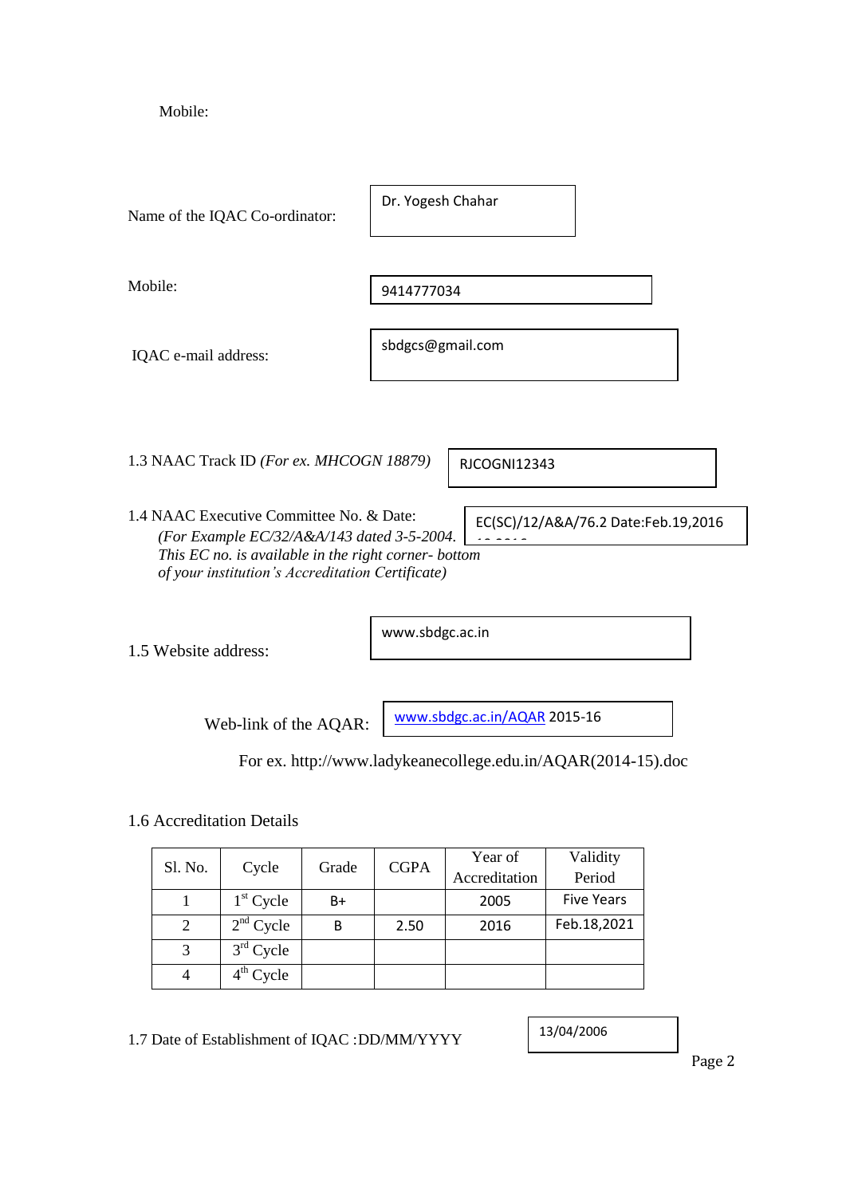Mobile:

Name of the IQAC Co-ordinator: Dr. Yogesh Chahar

Mobile: 9414777034

IQAC e-mail address: sbdgcs@gmail.com

1.3 NAAC Track ID *(For ex. MHCOGN 18879)* RJCOGNI12343

1.4 NAAC Executive Committee No. & Date: EC(SC)/12/A&A/76.2 Date:Feb.19,2016
*(For Example EC/32/A&A/143 dated 3-5-2004. This EC no. is available in the right corner- bottom of your institution's Accreditation Certificate)*

1.5 Website address: www.sbdgc.ac.in

Web-link of the AQAR: [www.sbdgc.ac.in/AQAR](www.sbdgc.ac.in/AQAR) 2015-16

For ex. http://www.ladykeanecollege.edu.in/AQAR(2014-15).doc

1.6 Accreditation Details

| Sl. No. | Cycle | Grade | CGPA | Year of Accreditation | Validity Period |
|---|---|---|---|---|---|
| 1 | 1st Cycle | B+ | | 2005 | Five Years |
| 2 | 2nd Cycle | B | 2.50 | 2016 | Feb.18,2021 |
| 3 | 3rd Cycle | | | | |
| 4 | 4th Cycle | | | | |

1.7 Date of Establishment of IQAC :DD/MM/YYYY 13/04/2006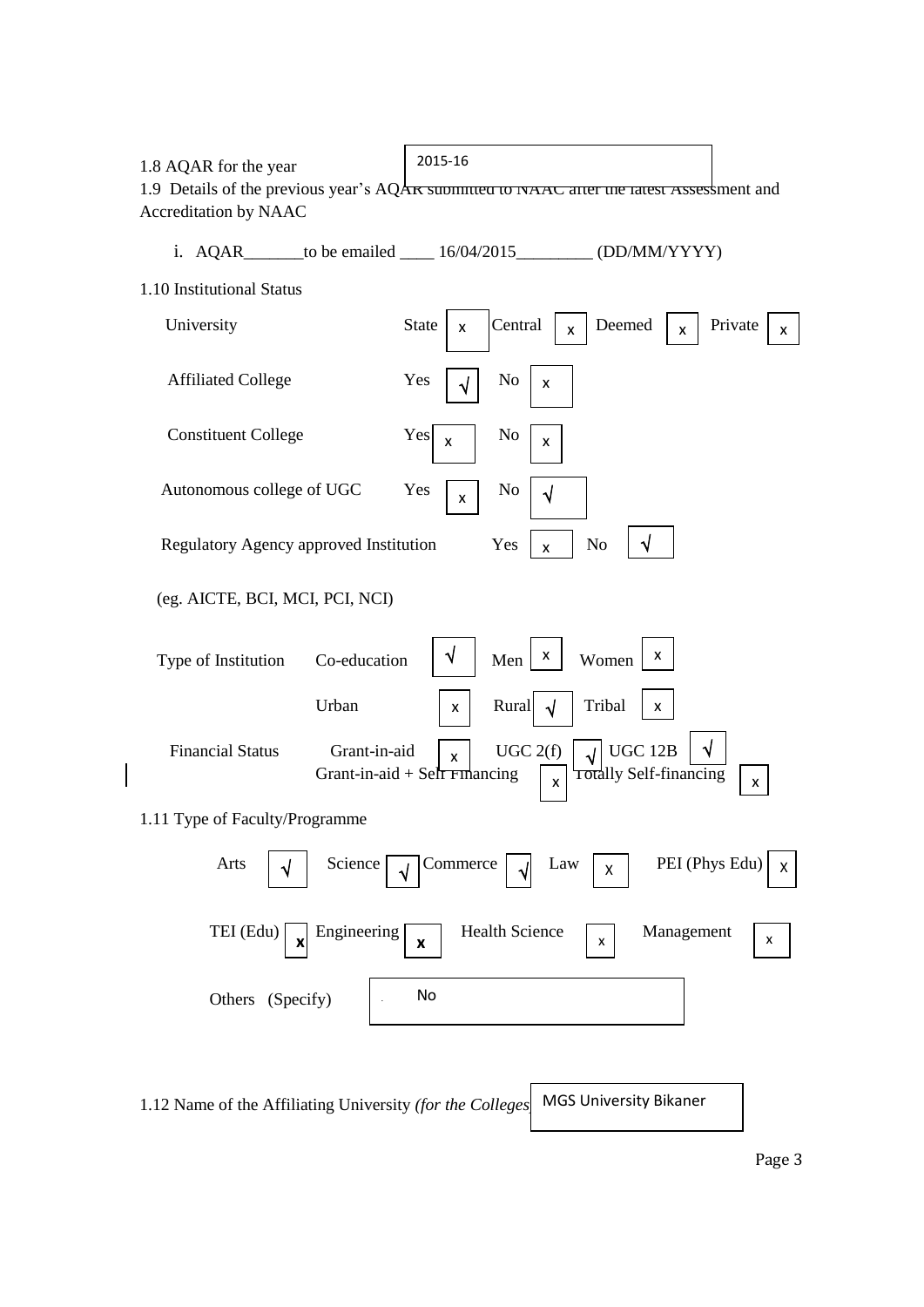1.8 AQAR for the year: 2015-16

1.9 Details of the previous year's AQAR submitted to NAAC after the latest Assessment and Accreditation by NAAC

i. AQAR_______to be emailed ____ 16/04/2015_________ (DD/MM/YYYY)

1.10 Institutional Status

| | | | | | | | | |
|---|---|---|---|---|---|---|---|---|
| University | State | x | Central | x | Deemed | x | Private | x |
| Affiliated College | Yes | √ | No | x | | | | |
| Constituent College | Yes | x | No | x | | | | |
| Autonomous college of UGC | Yes | x | No | √ | | | | |
| Regulatory Agency approved Institution | Yes | x | No | √ | | | | |

(eg. AICTE, BCI, MCI, PCI, NCI)

| | | | | | | | | |
|---|---|---|---|---|---|---|---|---|
| Type of Institution | Co-education | √ | Men | x | Women | x | | |
| | Urban | x | Rural | √ | Tribal | x | | |
| Financial Status | Grant-in-aid | x | UGC 2(f) | √ | UGC 12B | √ | | |
| | Grant-in-aid + Self Financing | x | Totally Self-financing | x | | | | |

1.11 Type of Faculty/Programme

| | | | | | | | | | |
|---|---|---|---|---|---|---|---|---|---|
| Arts | √ | Science | √ | Commerce | √ | Law | X | PEI (Phys Edu) | X |
| TEI (Edu) | x | Engineering | x | Health Science | x | Management | x | | |

Others (Specify): No

1.12 Name of the Affiliating University *(for the Colleges)*: MGS University Bikaner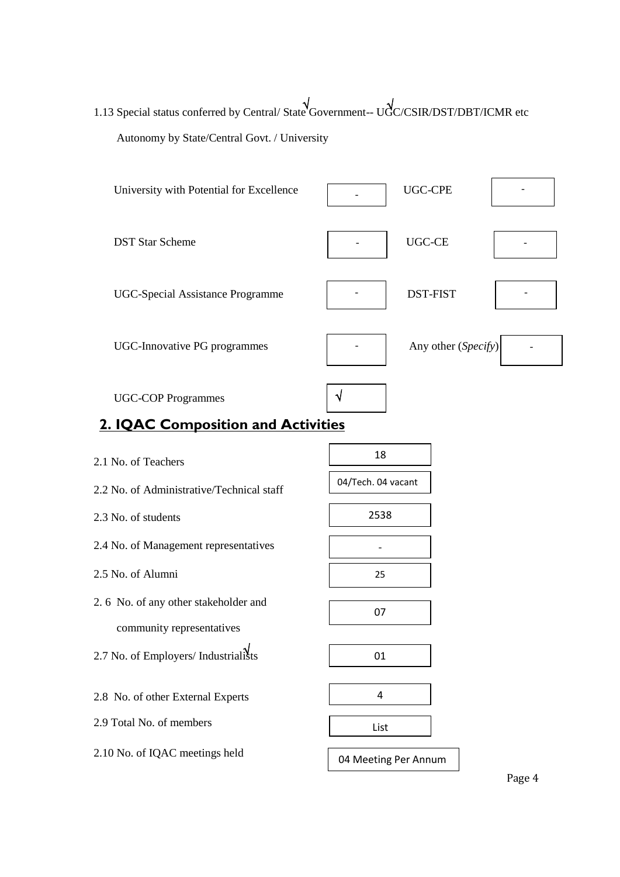1.13 Special status conferred by Central/ State √ Government-- UGC √ /CSIR/DST/DBT/ICMR etc

Autonomy by State/Central Govt. / University

| | | | |
|---|---|---|---|
| University with Potential for Excellence | - | UGC-CPE | - |
| DST Star Scheme | - | UGC-CE | - |
| UGC-Special Assistance Programme | - | DST-FIST | - |
| UGC-Innovative PG programmes | - | Any other (*Specify*) | - |
| UGC-COP Programmes | √ | | |

## 2. IQAC Composition and Activities

| | |
|---|---|
| 2.1 No. of Teachers | 18 |
| 2.2 No. of Administrative/Technical staff | 04/Tech. 04 vacant |
| 2.3 No. of students | 2538 |
| 2.4 No. of Management representatives | - |
| 2.5 No. of Alumni | 25 |
| 2. 6 No. of any other stakeholder and community representatives | 07 |
| 2.7 No. of Employers/ Industrialists √ | 01 |
| 2.8 No. of other External Experts | 4 |
| 2.9 Total No. of members | List |
| 2.10 No. of IQAC meetings held | 04 Meeting Per Annum |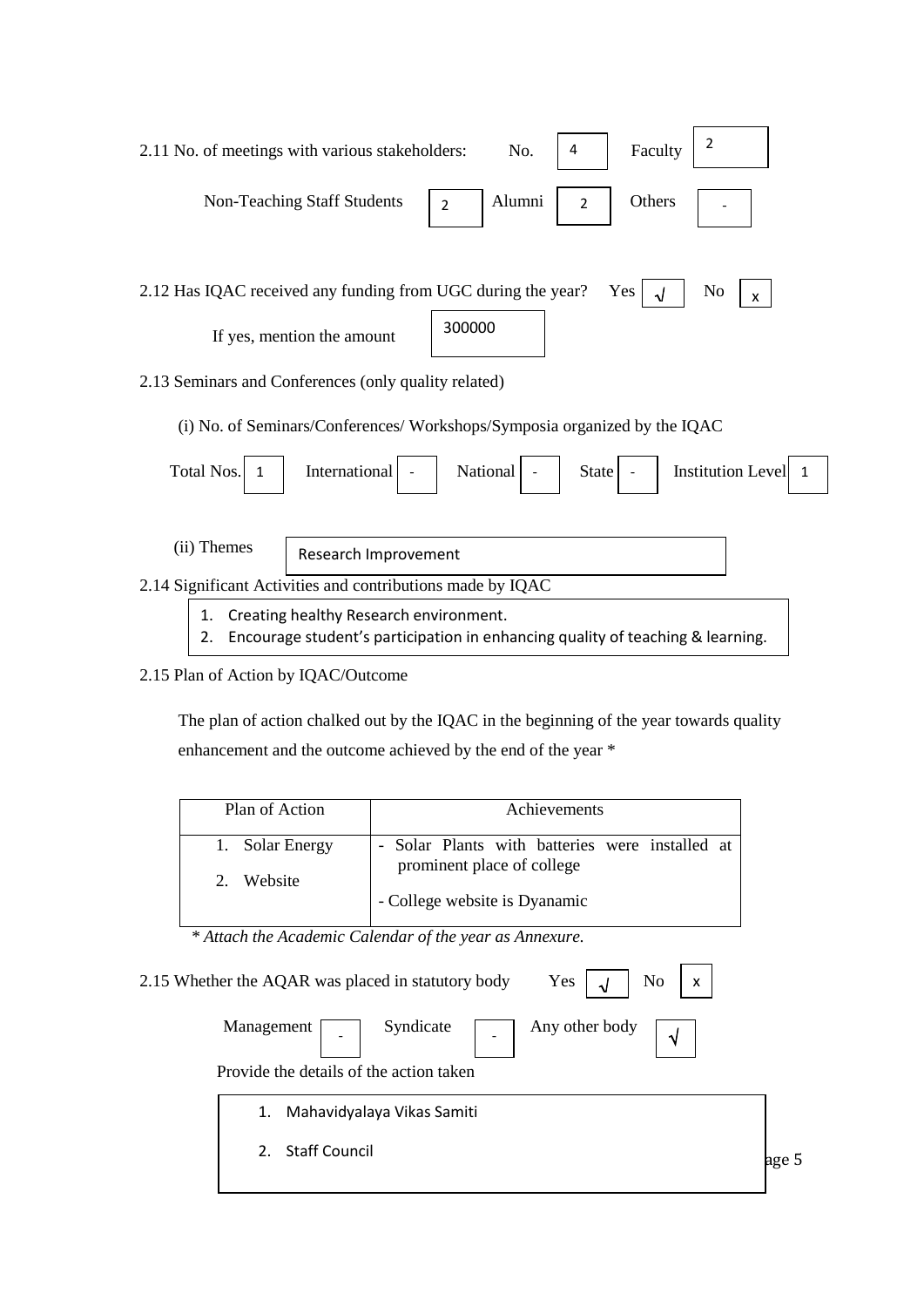2.11 No. of meetings with various stakeholders: No. 4 Faculty 2

Non-Teaching Staff Students 2 Alumni 2 Others -

2.12 Has IQAC received any funding from UGC during the year? Yes √ No x

If yes, mention the amount 300000

2.13 Seminars and Conferences (only quality related)

(i) No. of Seminars/Conferences/ Workshops/Symposia organized by the IQAC

Total Nos. 1 International - National - State - Institution Level 1

(ii) Themes Research Improvement

2.14 Significant Activities and contributions made by IQAC

1. Creating healthy Research environment.
2. Encourage student's participation in enhancing quality of teaching & learning.

2.15 Plan of Action by IQAC/Outcome

The plan of action chalked out by the IQAC in the beginning of the year towards quality enhancement and the outcome achieved by the end of the year *

| Plan of Action | Achievements |
|---|---|
| 1. Solar Energy<br>2. Website | - Solar Plants with batteries were installed at prominent place of college<br>- College website is Dyanamic |

*\* Attach the Academic Calendar of the year as Annexure.*

2.15 Whether the AQAR was placed in statutory body Yes √ No x

Management - Syndicate - Any other body √

Provide the details of the action taken

1. Mahavidyalaya Vikas Samiti
2. Staff Council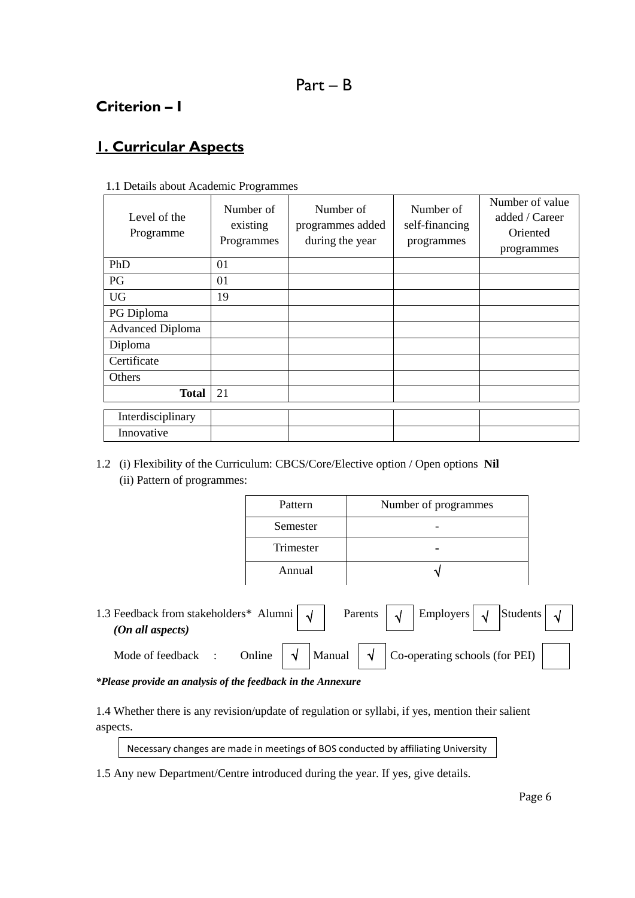# Part – B

## Criterion – I

## 1. Curricular Aspects

1.1 Details about Academic Programmes

| Level of the Programme | Number of existing Programmes | Number of programmes added during the year | Number of self-financing programmes | Number of value added / Career Oriented programmes |
|---|---|---|---|---|
| PhD | 01 | | | |
| PG | 01 | | | |
| UG | 19 | | | |
| PG Diploma | | | | |
| Advanced Diploma | | | | |
| Diploma | | | | |
| Certificate | | | | |
| Others | | | | |
| **Total** | 21 | | | |
| Interdisciplinary | | | | |
| Innovative | | | | |

1.2 (i) Flexibility of the Curriculum: CBCS/Core/Elective option / Open options **Nil**

(ii) Pattern of programmes:

| Pattern | Number of programmes |
|---|---|
| Semester | - |
| Trimester | - |
| Annual | √ |

1.3 Feedback from stakeholders* Alumni √ Parents √ Employers √ Students √
*(On all aspects)*

Mode of feedback : Online √ Manual √ Co-operating schools (for PEI) 

***Please provide an analysis of the feedback in the Annexure***

1.4 Whether there is any revision/update of regulation or syllabi, if yes, mention their salient aspects.

Necessary changes are made in meetings of BOS conducted by affiliating University

1.5 Any new Department/Centre introduced during the year. If yes, give details.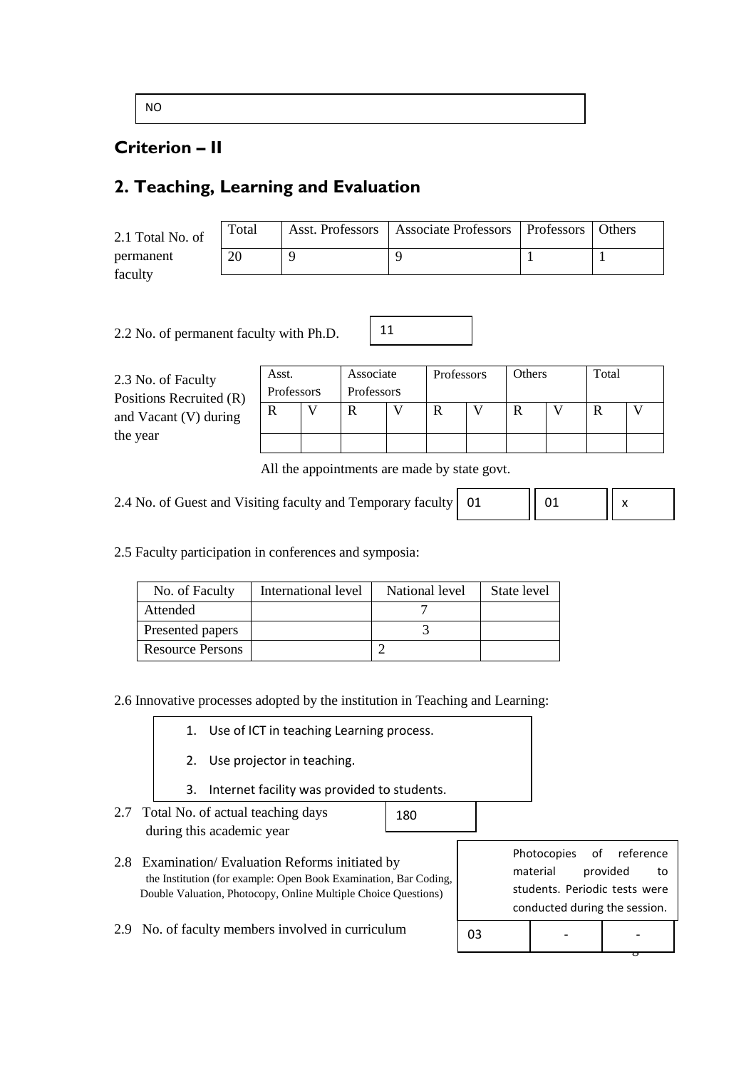NO

## Criterion – II

## 2. Teaching, Learning and Evaluation

2.1 Total No. of permanent faculty

| Total | Asst. Professors | Associate Professors | Professors | Others |
|---|---|---|---|---|
| 20 | 9 | 9 | 1 | 1 |

2.2 No. of permanent faculty with Ph.D. 11

2.3 No. of Faculty Positions Recruited (R) and Vacant (V) during the year

| Asst. Professors | | Associate Professors | | Professors | | Others | | Total | |
|---|---|---|---|---|---|---|---|---|---|
| R | V | R | V | R | V | R | V | R | V |
| | | | | | | | | | |

All the appointments are made by state govt.

2.4 No. of Guest and Visiting faculty and Temporary faculty 01 01 x

2.5 Faculty participation in conferences and symposia:

| No. of Faculty | International level | National level | State level |
|---|---|---|---|
| Attended | | 7 | |
| Presented papers | | 3 | |
| Resource Persons | | 2 | |

2.6 Innovative processes adopted by the institution in Teaching and Learning:

1. Use of ICT in teaching Learning process.
2. Use projector in teaching.
3. Internet facility was provided to students.

2.7 Total No. of actual teaching days during this academic year 180

2.8 Examination/ Evaluation Reforms initiated by the Institution (for example: Open Book Examination, Bar Coding, Double Valuation, Photocopy, Online Multiple Choice Questions)

Photocopies of reference material provided to students. Periodic tests were conducted during the session.

2.9 No. of faculty members involved in curriculum 03 - -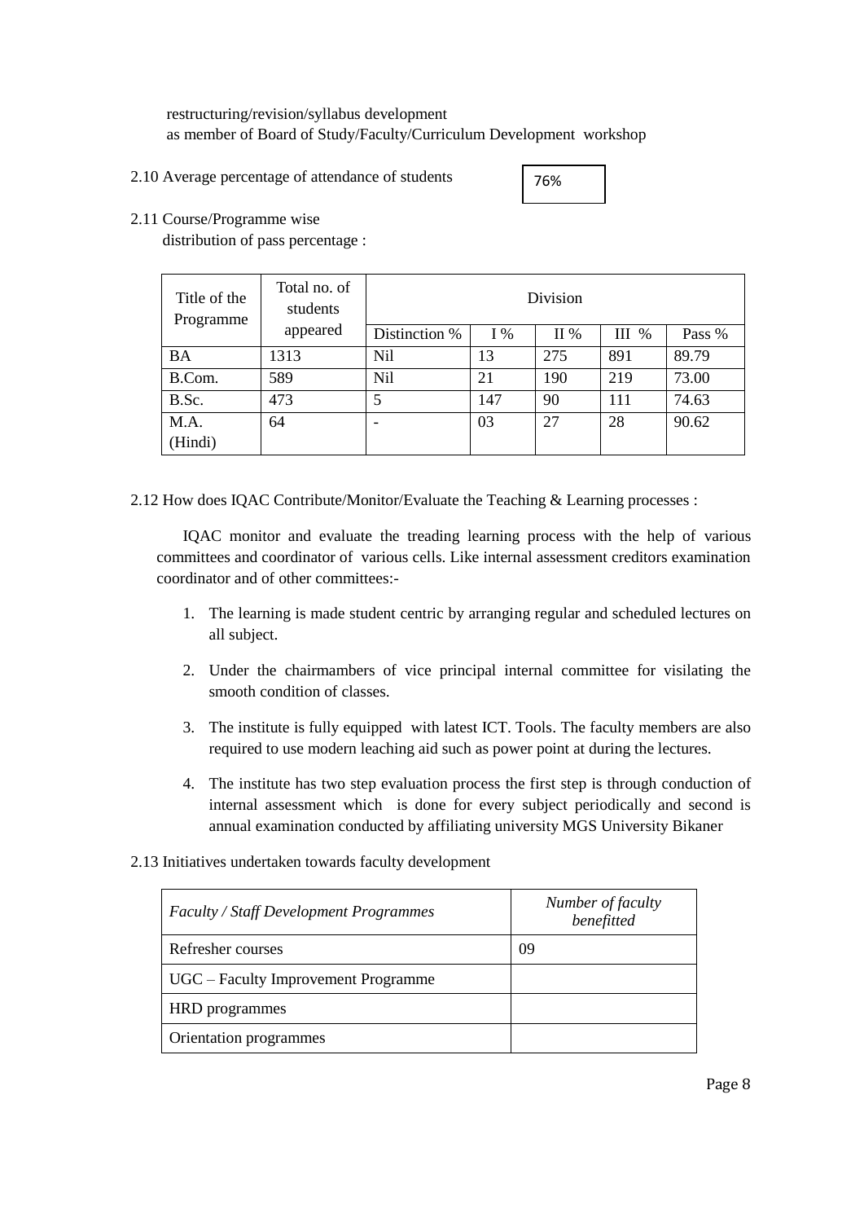restructuring/revision/syllabus development
as member of Board of Study/Faculty/Curriculum Development workshop

2.10 Average percentage of attendance of students | 76%

2.11 Course/Programme wise distribution of pass percentage :

| Title of the Programme | Total no. of students appeared | Division | | | | |
|---|---|---|---|---|---|---|
| | | Distinction % | I % | II % | III % | Pass % |
| BA | 1313 | Nil | 13 | 275 | 891 | 89.79 |
| B.Com. | 589 | Nil | 21 | 190 | 219 | 73.00 |
| B.Sc. | 473 | 5 | 147 | 90 | 111 | 74.63 |
| M.A. (Hindi) | 64 | - | 03 | 27 | 28 | 90.62 |

2.12 How does IQAC Contribute/Monitor/Evaluate the Teaching & Learning processes :

IQAC monitor and evaluate the treading learning process with the help of various committees and coordinator of various cells. Like internal assessment creditors examination coordinator and of other committees:-

1. The learning is made student centric by arranging regular and scheduled lectures on all subject.
2. Under the chairmambers of vice principal internal committee for visilating the smooth condition of classes.
3. The institute is fully equipped with latest ICT. Tools. The faculty members are also required to use modern leaching aid such as power point at during the lectures.
4. The institute has two step evaluation process the first step is through conduction of internal assessment which is done for every subject periodically and second is annual examination conducted by affiliating university MGS University Bikaner

2.13 Initiatives undertaken towards faculty development

| *Faculty / Staff Development Programmes* | *Number of faculty benefitted* |
|---|---|
| Refresher courses | 09 |
| UGC – Faculty Improvement Programme | |
| HRD programmes | |
| Orientation programmes | |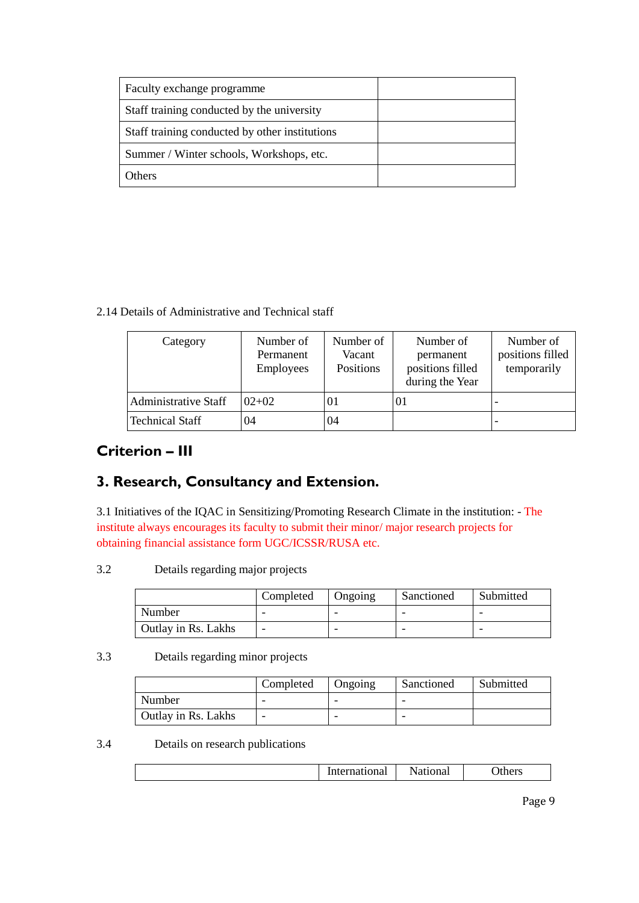| Faculty exchange programme | |
|---|---|
| Staff training conducted by the university | |
| Staff training conducted by other institutions | |
| Summer / Winter schools, Workshops, etc. | |
| Others | |

2.14 Details of Administrative and Technical staff

| Category | Number of Permanent Employees | Number of Vacant Positions | Number of permanent positions filled during the Year | Number of positions filled temporarily |
|---|---|---|---|---|
| Administrative Staff | 02+02 | 01 | 01 | - |
| Technical Staff | 04 | 04 | | - |

## Criterion – III

## 3. Research, Consultancy and Extension.

3.1 Initiatives of the IQAC in Sensitizing/Promoting Research Climate in the institution: - The institute always encourages its faculty to submit their minor/ major research projects for obtaining financial assistance form UGC/ICSSR/RUSA etc.

3.2 Details regarding major projects

| | Completed | Ongoing | Sanctioned | Submitted |
|---|---|---|---|---|
| Number | - | - | - | - |
| Outlay in Rs. Lakhs | - | - | - | - |

3.3 Details regarding minor projects

| | Completed | Ongoing | Sanctioned | Submitted |
|---|---|---|---|---|
| Number | - | - | - | |
| Outlay in Rs. Lakhs | - | - | - | |

3.4 Details on research publications

| | International | National | Others |
|---|---|---|---|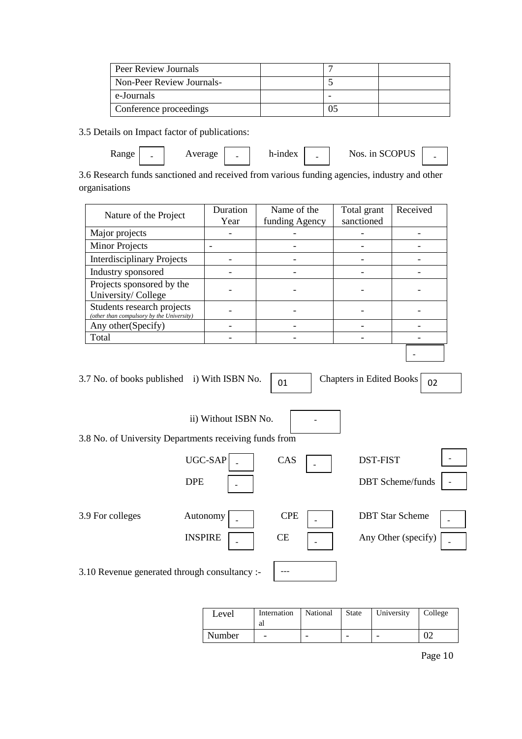| Peer Review Journals | | 7 | |
|---|---|---|---|
| Non-Peer Review Journals- | | 5 | |
| e-Journals | | - | |
| Conference proceedings | | 05 | |

3.5 Details on Impact factor of publications:

Range - Average - h-index - Nos. in SCOPUS -

3.6 Research funds sanctioned and received from various funding agencies, industry and other organisations

| Nature of the Project | Duration Year | Name of the funding Agency | Total grant sanctioned | Received |
|---|---|---|---|---|
| Major projects | - | - | - | - |
| Minor Projects | - | - | - | - |
| Interdisciplinary Projects | - | - | - | - |
| Industry sponsored | - | - | - | - |
| Projects sponsored by the University/ College | - | - | - | - |
| Students research projects *(other than compulsory by the University)* | - | - | - | - |
| Any other(Specify) | - | - | - | - |
| Total | - | - | - | - |

-

3.7 No. of books published i) With ISBN No. 01 Chapters in Edited Books 02

ii) Without ISBN No. -

3.8 No. of University Departments receiving funds from

UGC-SAP - CAS - DST-FIST -

DPE - DBT Scheme/funds -

3.9 For colleges Autonomy - CPE - DBT Star Scheme -

INSPIRE - CE - Any Other (specify) -

3.10 Revenue generated through consultancy :- ---

| Level | International | National | State | University | College |
|---|---|---|---|---|---|
| Number | - | - | - | - | 02 |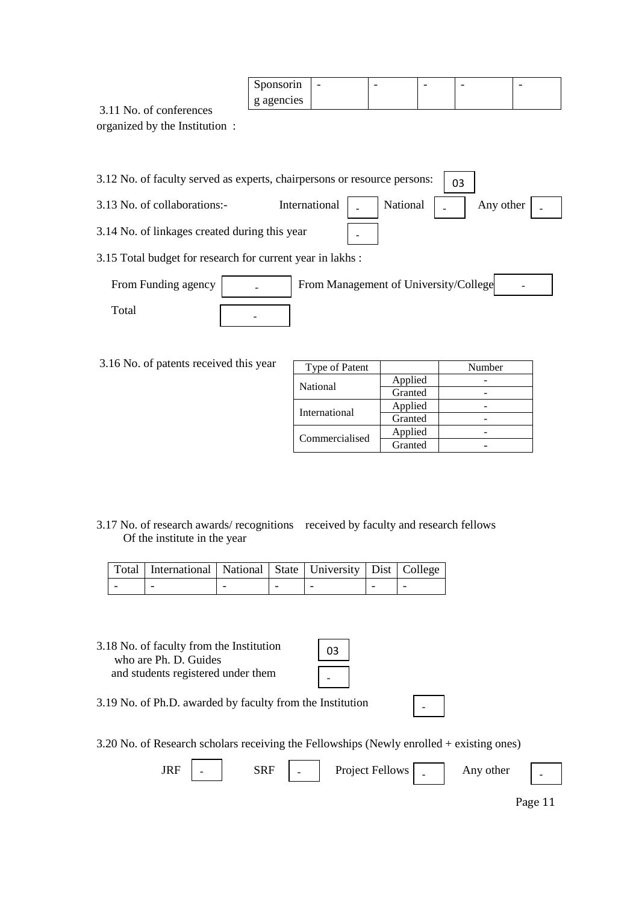| Sponsoring agencies | - | - | - | - | - |
|---|---|---|---|---|---|

3.11 No. of conferences organized by the Institution :

3.12 No. of faculty served as experts, chairpersons or resource persons: 03

3.13 No. of collaborations:- International - National - Any other -

3.14 No. of linkages created during this year -

3.15 Total budget for research for current year in lakhs :

From Funding agency - From Management of University/College -

Total -

3.16 No. of patents received this year

| Type of Patent | | Number |
|---|---|---|
| National | Applied | - |
| | Granted | - |
| International | Applied | - |
| | Granted | - |
| Commercialised | Applied | - |
| | Granted | - |

3.17 No. of research awards/ recognitions received by faculty and research fellows Of the institute in the year

| Total | International | National | State | University | Dist | College |
|---|---|---|---|---|---|---|
| - | - | - | - | - | - | - |

3.18 No. of faculty from the Institution who are Ph. D. Guides 03

and students registered under them -

3.19 No. of Ph.D. awarded by faculty from the Institution -

3.20 No. of Research scholars receiving the Fellowships (Newly enrolled + existing ones)

JRF - SRF - Project Fellows - Any other -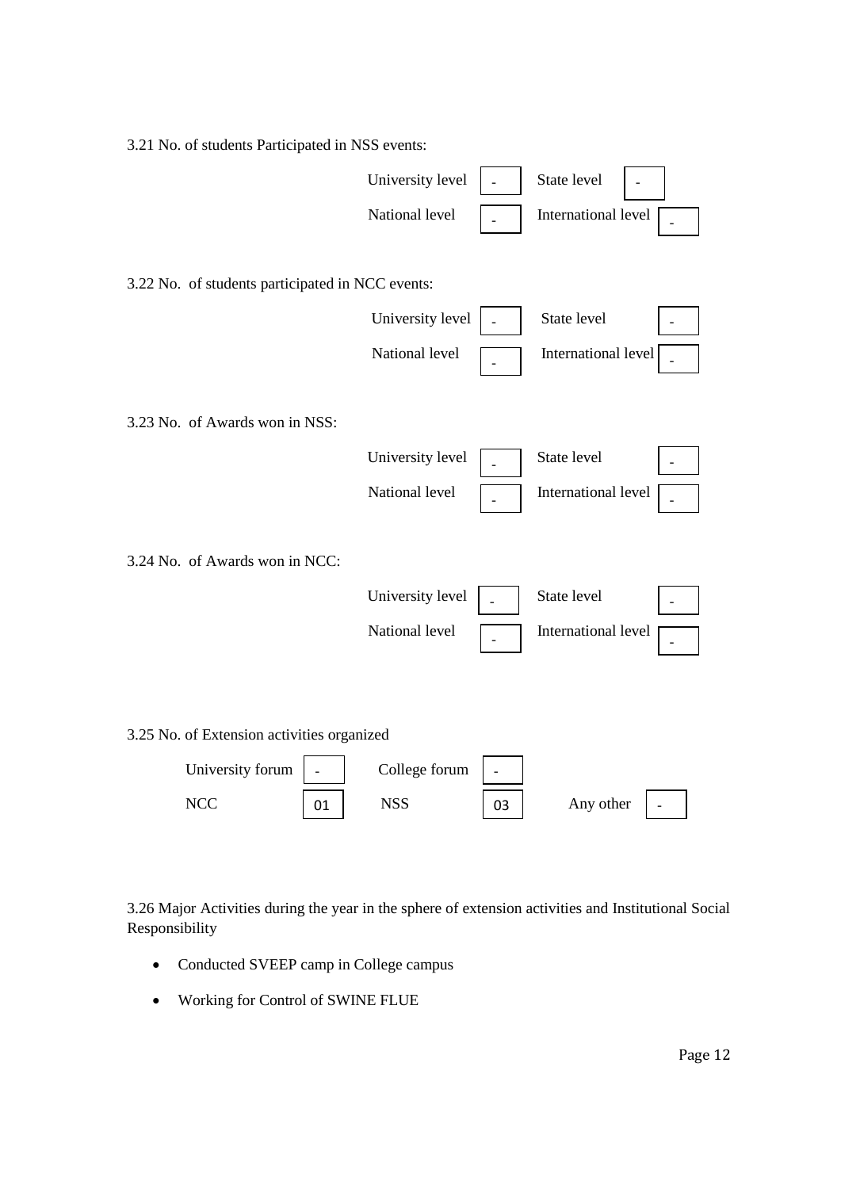3.21 No. of students Participated in NSS events:

| | | | |
|---|---|---|---|
| University level | - | State level | - |
| National level | - | International level | - |

3.22 No. of students participated in NCC events:

| | | | |
|---|---|---|---|
| University level | - | State level | - |
| National level | - | International level | - |

3.23 No. of Awards won in NSS:

| | | | |
|---|---|---|---|
| University level | - | State level | - |
| National level | - | International level | - |

3.24 No. of Awards won in NCC:

| | | | |
|---|---|---|---|
| University level | - | State level | - |
| National level | - | International level | - |

3.25 No. of Extension activities organized

| | | | | | |
|---|---|---|---|---|---|
| University forum | - | College forum | - | | |
| NCC | 01 | NSS | 03 | Any other | - |

3.26 Major Activities during the year in the sphere of extension activities and Institutional Social Responsibility

- Conducted SVEEP camp in College campus
- Working for Control of SWINE FLUE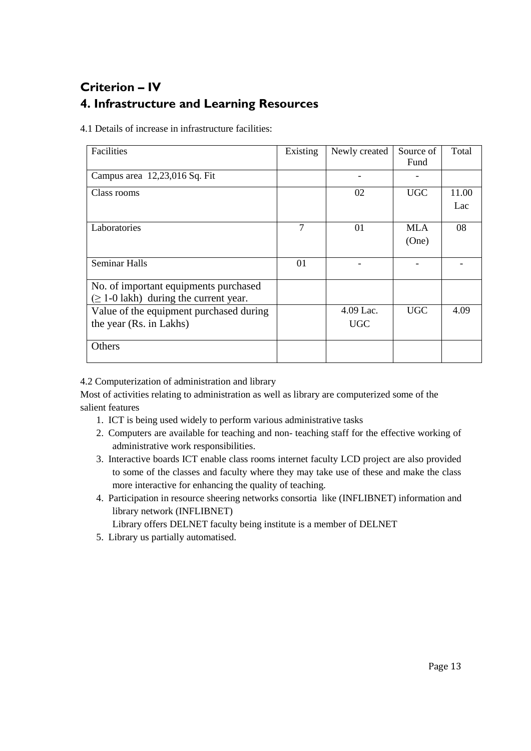# Criterion – IV

## 4. Infrastructure and Learning Resources

4.1 Details of increase in infrastructure facilities:

| Facilities | Existing | Newly created | Source of Fund | Total |
|---|---|---|---|---|
| Campus area 12,23,016 Sq. Fit | | - | - | |
| Class rooms | | 02 | UGC | 11.00 Lac |
| Laboratories | 7 | 01 | MLA (One) | 08 |
| Seminar Halls | 01 | - | - | - |
| No. of important equipments purchased (≥ 1-0 lakh) during the current year. | | | | |
| Value of the equipment purchased during the year (Rs. in Lakhs) | | 4.09 Lac. UGC | UGC | 4.09 |
| Others | | | | |

4.2 Computerization of administration and library

Most of activities relating to administration as well as library are computerized some of the salient features

1. ICT is being used widely to perform various administrative tasks
2. Computers are available for teaching and non- teaching staff for the effective working of administrative work responsibilities.
3. Interactive boards ICT enable class rooms internet faculty LCD project are also provided to some of the classes and faculty where they may take use of these and make the class more interactive for enhancing the quality of teaching.
4. Participation in resource sheering networks consortia like (INFLIBNET) information and library network (INFLIBNET)
   Library offers DELNET faculty being institute is a member of DELNET
5. Library us partially automatised.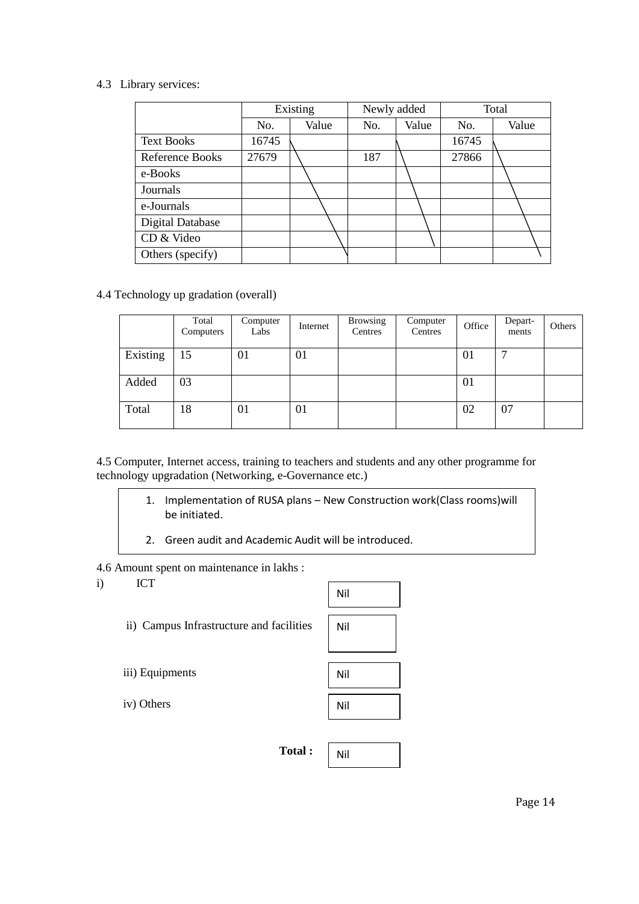4.3 Library services:

| | Existing | | Newly added | | Total | |
|---|---|---|---|---|---|---|
| | No. | Value | No. | Value | No. | Value |
| Text Books | 16745 | | | | 16745 | |
| Reference Books | 27679 | | 187 | | 27866 | |
| e-Books | | | | | | |
| Journals | | | | | | |
| e-Journals | | | | | | |
| Digital Database | | | | | | |
| CD & Video | | | | | | |
| Others (specify) | | | | | | |

4.4 Technology up gradation (overall)

| | Total Computers | Computer Labs | Internet | Browsing Centres | Computer Centres | Office | Depart-ments | Others |
|---|---|---|---|---|---|---|---|---|
| Existing | 15 | 01 | 01 | | | 01 | 7 | |
| Added | 03 | | | | | 01 | | |
| Total | 18 | 01 | 01 | | | 02 | 07 | |

4.5 Computer, Internet access, training to teachers and students and any other programme for technology upgradation (Networking, e-Governance etc.)

1. Implementation of RUSA plans – New Construction work(Class rooms)will be initiated.
2. Green audit and Academic Audit will be introduced.

4.6 Amount spent on maintenance in lakhs :

i) ICT: Nil

ii) Campus Infrastructure and facilities: Nil

iii) Equipments: Nil

iv) Others: Nil

**Total :** Nil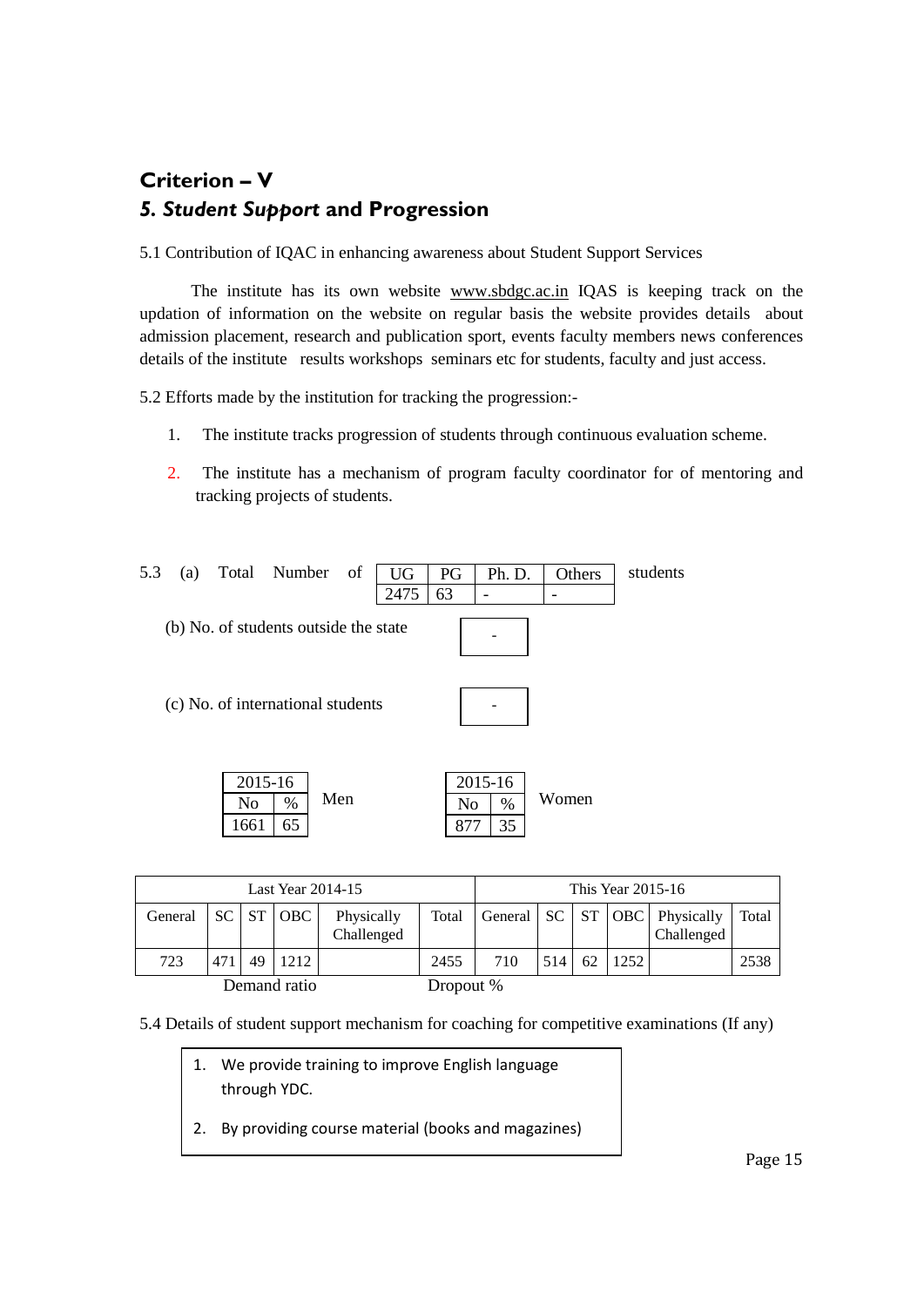# Criterion – V

## 5. *Student Support* and Progression

5.1 Contribution of IQAC in enhancing awareness about Student Support Services

The institute has its own website www.sbdgc.ac.in IQAS is keeping track on the updation of information on the website on regular basis the website provides details about admission placement, research and publication sport, events faculty members news conferences details of the institute results workshops seminars etc for students, faculty and just access.

5.2 Efforts made by the institution for tracking the progression:-

1. The institute tracks progression of students through continuous evaluation scheme.
2. The institute has a mechanism of program faculty coordinator for of mentoring and tracking projects of students.

5.3 (a) Total Number of students

| UG | PG | Ph. D. | Others |
|---|---|---|---|
| 2475 | 63 | - | - |

(b) No. of students outside the state: -

(c) No. of international students: -

Men

| 2015-16 | |
|---|---|
| No | % |
| 1661 | 65 |

Women

| 2015-16 | |
|---|---|
| No | % |
| 877 | 35 |

| Last Year 2014-15 | | | | | | This Year 2015-16 | | | | | |
|---|---|---|---|---|---|---|---|---|---|---|---|
| General | SC | ST | OBC | Physically Challenged | Total | General | SC | ST | OBC | Physically Challenged | Total |
| 723 | 471 | 49 | 1212 | | 2455 | 710 | 514 | 62 | 1252 | | 2538 |

Demand ratio Dropout %

5.4 Details of student support mechanism for coaching for competitive examinations (If any)

1. We provide training to improve English language through YDC.
2. By providing course material (books and magazines)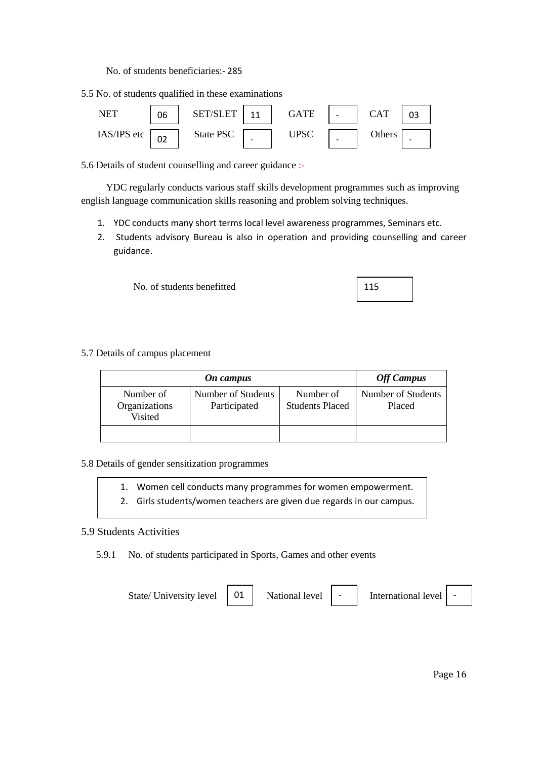No. of students beneficiaries:- 285

5.5 No. of students qualified in these examinations

| NET | 06 | SET/SLET | 11 | GATE | - | CAT | 03 |
|---|---|---|---|---|---|---|---|
| IAS/IPS etc | 02 | State PSC | - | UPSC | - | Others | - |

5.6 Details of student counselling and career guidance :-

YDC regularly conducts various staff skills development programmes such as improving english language communication skills reasoning and problem solving techniques.

1. YDC conducts many short terms local level awareness programmes, Seminars etc.
2. Students advisory Bureau is also in operation and providing counselling and career guidance.

No. of students benefitted: 115

5.7 Details of campus placement

| ***On campus*** | | | ***Off Campus*** |
|---|---|---|---|
| Number of Organizations Visited | Number of Students Participated | Number of Students Placed | Number of Students Placed |
| | | | |

5.8 Details of gender sensitization programmes

1. Women cell conducts many programmes for women empowerment.
2. Girls students/women teachers are given due regards in our campus.

5.9 Students Activities

5.9.1 No. of students participated in Sports, Games and other events

| State/ University level | 01 | National level | - | International level | - |
|---|---|---|---|---|---|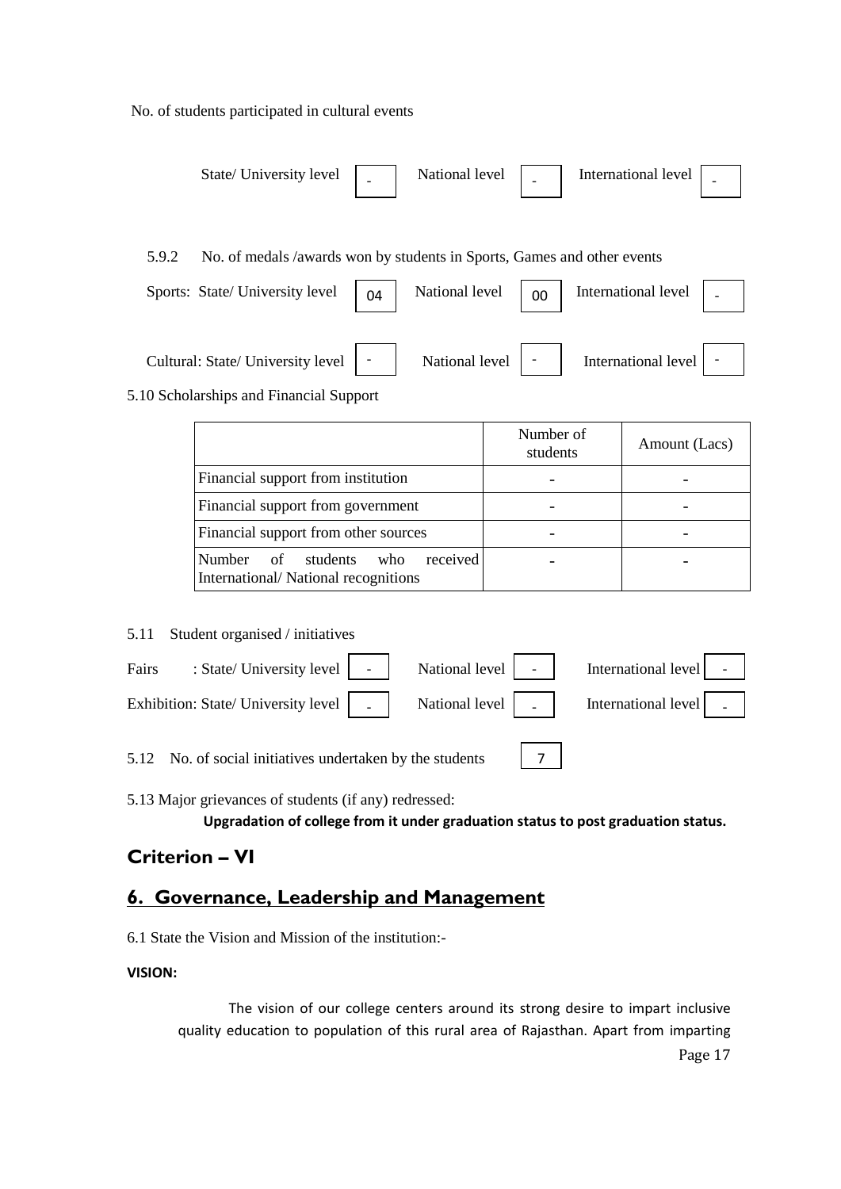No. of students participated in cultural events

State/ University level | - | National level | - | International level | -

5.9.2 No. of medals /awards won by students in Sports, Games and other events

Sports: State/ University level | 04 | National level | 00 | International level | -

Cultural: State/ University level | - | National level | - | International level | -

5.10 Scholarships and Financial Support

| | Number of students | Amount (Lacs) |
|---|---|---|
| Financial support from institution | - | - |
| Financial support from government | - | - |
| Financial support from other sources | - | - |
| Number of students who received International/ National recognitions | - | - |

5.11 Student organised / initiatives

Fairs : State/ University level | - | National level | - | International level | -

Exhibition: State/ University level | - | National level | - | International level | -

5.12 No. of social initiatives undertaken by the students | 7

5.13 Major grievances of students (if any) redressed:

**Upgradation of college from it under graduation status to post graduation status.**

## Criterion – VI

## 6. Governance, Leadership and Management

6.1 State the Vision and Mission of the institution:-

**VISION:**

The vision of our college centers around its strong desire to impart inclusive quality education to population of this rural area of Rajasthan. Apart from imparting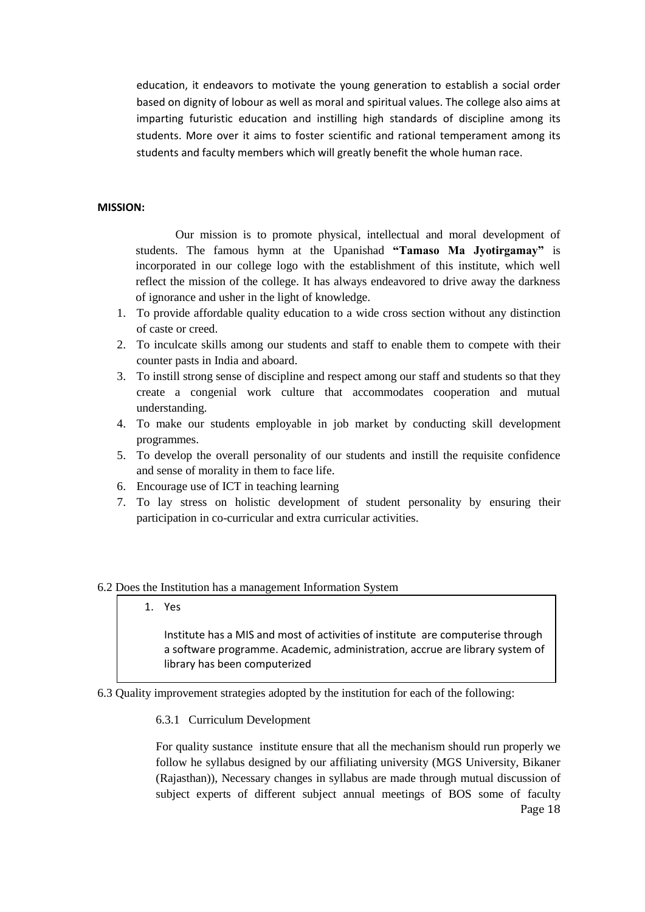education, it endeavors to motivate the young generation to establish a social order based on dignity of lobour as well as moral and spiritual values. The college also aims at imparting futuristic education and instilling high standards of discipline among its students. More over it aims to foster scientific and rational temperament among its students and faculty members which will greatly benefit the whole human race.

**MISSION:**

Our mission is to promote physical, intellectual and moral development of students. The famous hymn at the Upanishad **"Tamaso Ma Jyotirgamay"** is incorporated in our college logo with the establishment of this institute, which well reflect the mission of the college. It has always endeavored to drive away the darkness of ignorance and usher in the light of knowledge.

1. To provide affordable quality education to a wide cross section without any distinction of caste or creed.
2. To inculcate skills among our students and staff to enable them to compete with their counter pasts in India and aboard.
3. To instill strong sense of discipline and respect among our staff and students so that they create a congenial work culture that accommodates cooperation and mutual understanding.
4. To make our students employable in job market by conducting skill development programmes.
5. To develop the overall personality of our students and instill the requisite confidence and sense of morality in them to face life.
6. Encourage use of ICT in teaching learning
7. To lay stress on holistic development of student personality by ensuring their participation in co-curricular and extra curricular activities.

6.2 Does the Institution has a management Information System

1. Yes

   Institute has a MIS and most of activities of institute are computerise through a software programme. Academic, administration, accrue are library system of library has been computerized

6.3 Quality improvement strategies adopted by the institution for each of the following:

6.3.1 Curriculum Development

For quality sustance institute ensure that all the mechanism should run properly we follow he syllabus designed by our affiliating university (MGS University, Bikaner (Rajasthan)), Necessary changes in syllabus are made through mutual discussion of subject experts of different subject annual meetings of BOS some of faculty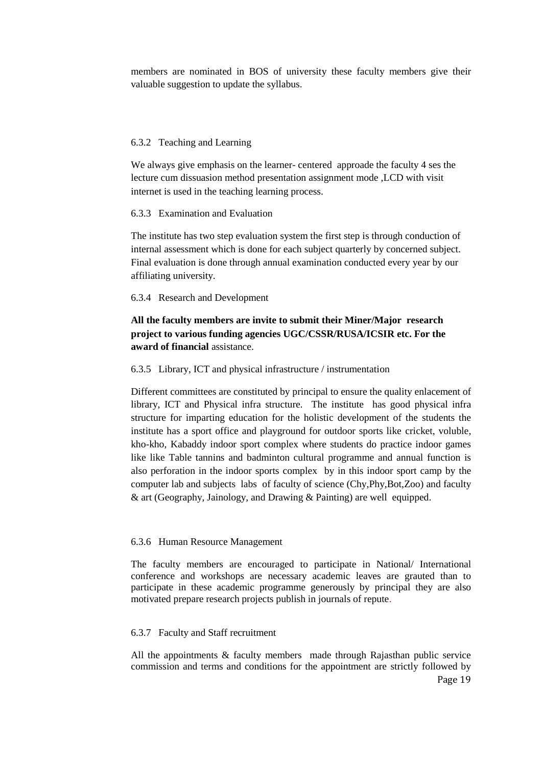members are nominated in BOS of university these faculty members give their valuable suggestion to update the syllabus.

6.3.2 Teaching and Learning

We always give emphasis on the learner- centered approade the faculty 4 ses the lecture cum dissuasion method presentation assignment mode ,LCD with visit internet is used in the teaching learning process.

6.3.3 Examination and Evaluation

The institute has two step evaluation system the first step is through conduction of internal assessment which is done for each subject quarterly by concerned subject. Final evaluation is done through annual examination conducted every year by our affiliating university.

6.3.4 Research and Development

**All the faculty members are invite to submit their Miner/Major research project to various funding agencies UGC/CSSR/RUSA/ICSIR etc. For the award of financial** assistance.

6.3.5 Library, ICT and physical infrastructure / instrumentation

Different committees are constituted by principal to ensure the quality enlacement of library, ICT and Physical infra structure. The institute has good physical infra structure for imparting education for the holistic development of the students the institute has a sport office and playground for outdoor sports like cricket, voluble, kho-kho, Kabaddy indoor sport complex where students do practice indoor games like like Table tannins and badminton cultural programme and annual function is also perforation in the indoor sports complex by in this indoor sport camp by the computer lab and subjects labs of faculty of science (Chy,Phy,Bot,Zoo) and faculty & art (Geography, Jainology, and Drawing & Painting) are well equipped.

6.3.6 Human Resource Management

The faculty members are encouraged to participate in National/ International conference and workshops are necessary academic leaves are grauted than to participate in these academic programme generously by principal they are also motivated prepare research projects publish in journals of repute.

6.3.7 Faculty and Staff recruitment

All the appointments & faculty members made through Rajasthan public service commission and terms and conditions for the appointment are strictly followed by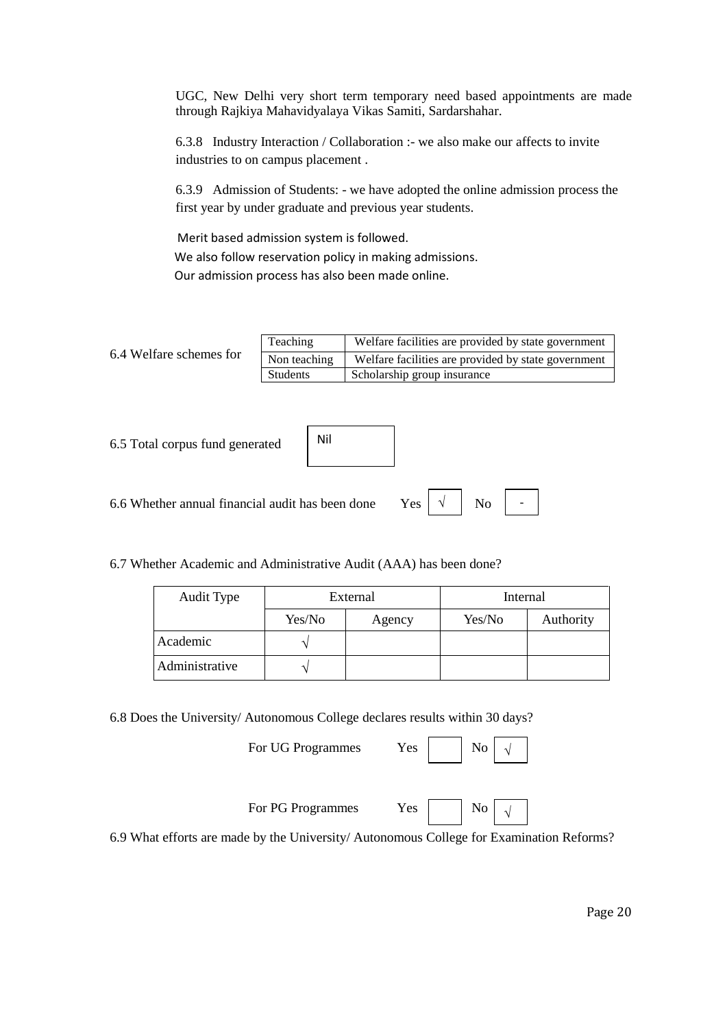UGC, New Delhi very short term temporary need based appointments are made through Rajkiya Mahavidyalaya Vikas Samiti, Sardarshahar.

6.3.8 Industry Interaction / Collaboration :- we also make our affects to invite industries to on campus placement .

6.3.9 Admission of Students: - we have adopted the online admission process the first year by under graduate and previous year students.

Merit based admission system is followed.
We also follow reservation policy in making admissions.
Our admission process has also been made online.

6.4 Welfare schemes for

| | |
|---|---|
| Teaching | Welfare facilities are provided by state government |
| Non teaching | Welfare facilities are provided by state government |
| Students | Scholarship group insurance |

6.5 Total corpus fund generated: Nil

6.6 Whether annual financial audit has been done Yes √ No -

6.7 Whether Academic and Administrative Audit (AAA) has been done?

| Audit Type | External | | Internal | |
|---|---|---|---|---|
| | Yes/No | Agency | Yes/No | Authority |
| Academic | √ | | | |
| Administrative | √ | | | |

6.8 Does the University/ Autonomous College declares results within 30 days?

For UG Programmes Yes [ ] No [√]

For PG Programmes Yes [ ] No [√]

6.9 What efforts are made by the University/ Autonomous College for Examination Reforms?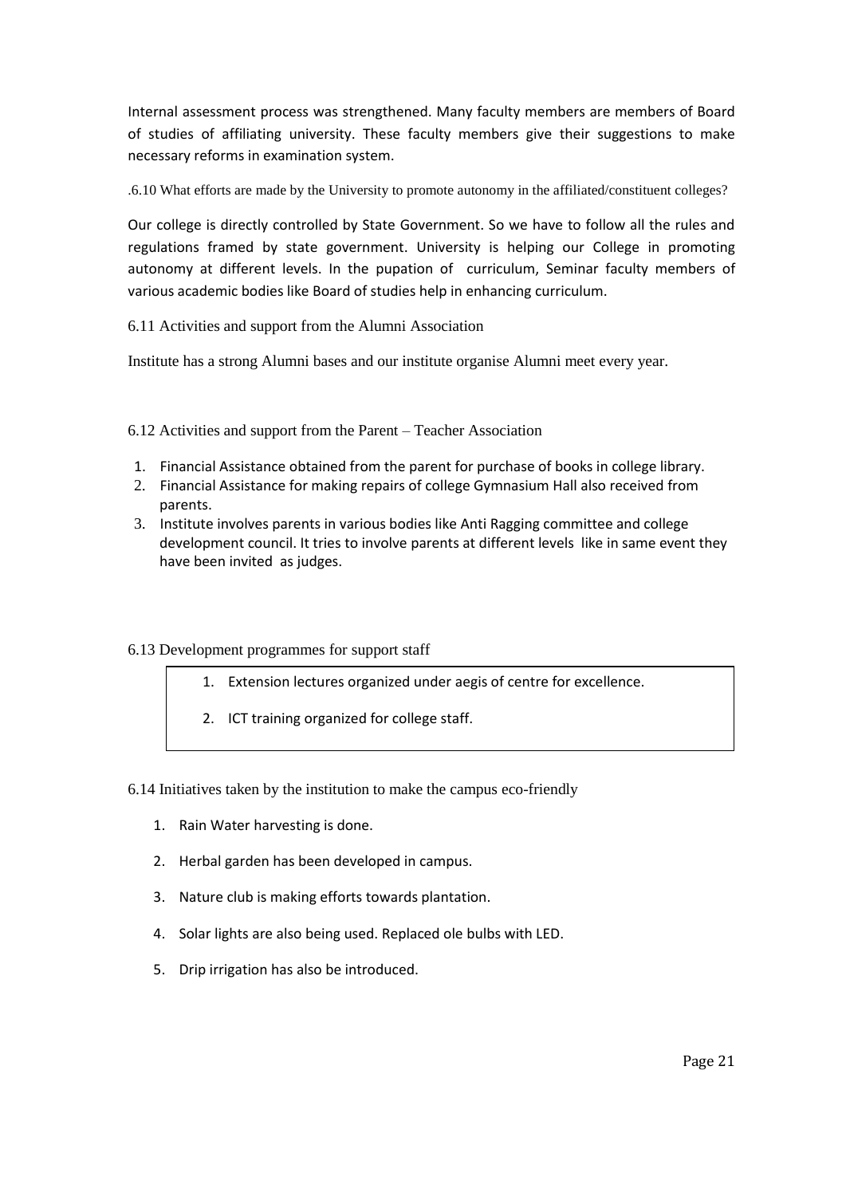Internal assessment process was strengthened. Many faculty members are members of Board of studies of affiliating university. These faculty members give their suggestions to make necessary reforms in examination system.

.6.10 What efforts are made by the University to promote autonomy in the affiliated/constituent colleges?

Our college is directly controlled by State Government. So we have to follow all the rules and regulations framed by state government. University is helping our College in promoting autonomy at different levels. In the pupation of curriculum, Seminar faculty members of various academic bodies like Board of studies help in enhancing curriculum.

6.11 Activities and support from the Alumni Association

Institute has a strong Alumni bases and our institute organise Alumni meet every year.

6.12 Activities and support from the Parent – Teacher Association

1. Financial Assistance obtained from the parent for purchase of books in college library.
2. Financial Assistance for making repairs of college Gymnasium Hall also received from parents.
3. Institute involves parents in various bodies like Anti Ragging committee and college development council. It tries to involve parents at different levels like in same event they have been invited as judges.

6.13 Development programmes for support staff

1. Extension lectures organized under aegis of centre for excellence.
2. ICT training organized for college staff.

6.14 Initiatives taken by the institution to make the campus eco-friendly

1. Rain Water harvesting is done.
2. Herbal garden has been developed in campus.
3. Nature club is making efforts towards plantation.
4. Solar lights are also being used. Replaced ole bulbs with LED.
5. Drip irrigation has also be introduced.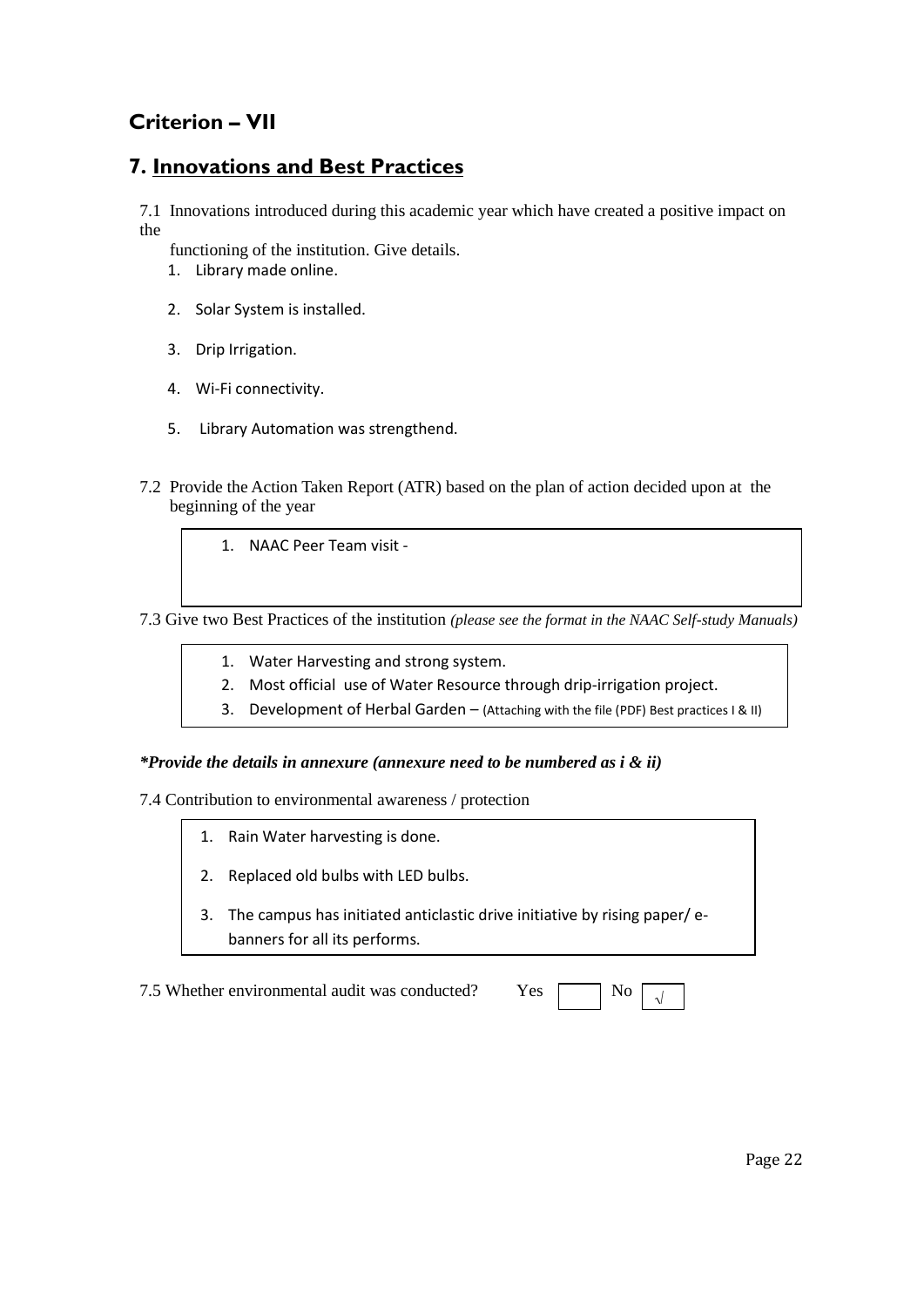## Criterion – VII

## 7. Innovations and Best Practices

7.1 Innovations introduced during this academic year which have created a positive impact on the functioning of the institution. Give details.

1. Library made online.
2. Solar System is installed.
3. Drip Irrigation.
4. Wi-Fi connectivity.
5. Library Automation was strengthend.

7.2 Provide the Action Taken Report (ATR) based on the plan of action decided upon at the beginning of the year

1. NAAC Peer Team visit -

7.3 Give two Best Practices of the institution *(please see the format in the NAAC Self-study Manuals)*

1. Water Harvesting and strong system.
2. Most official use of Water Resource through drip-irrigation project.
3. Development of Herbal Garden – (Attaching with the file (PDF) Best practices I & II)

***Provide the details in annexure (annexure need to be numbered as i & ii)***

7.4 Contribution to environmental awareness / protection

1. Rain Water harvesting is done.
2. Replaced old bulbs with LED bulbs.
3. The campus has initiated anticlastic drive initiative by rising paper/ e-banners for all its performs.

7.5 Whether environmental audit was conducted? Yes [ ] No [√]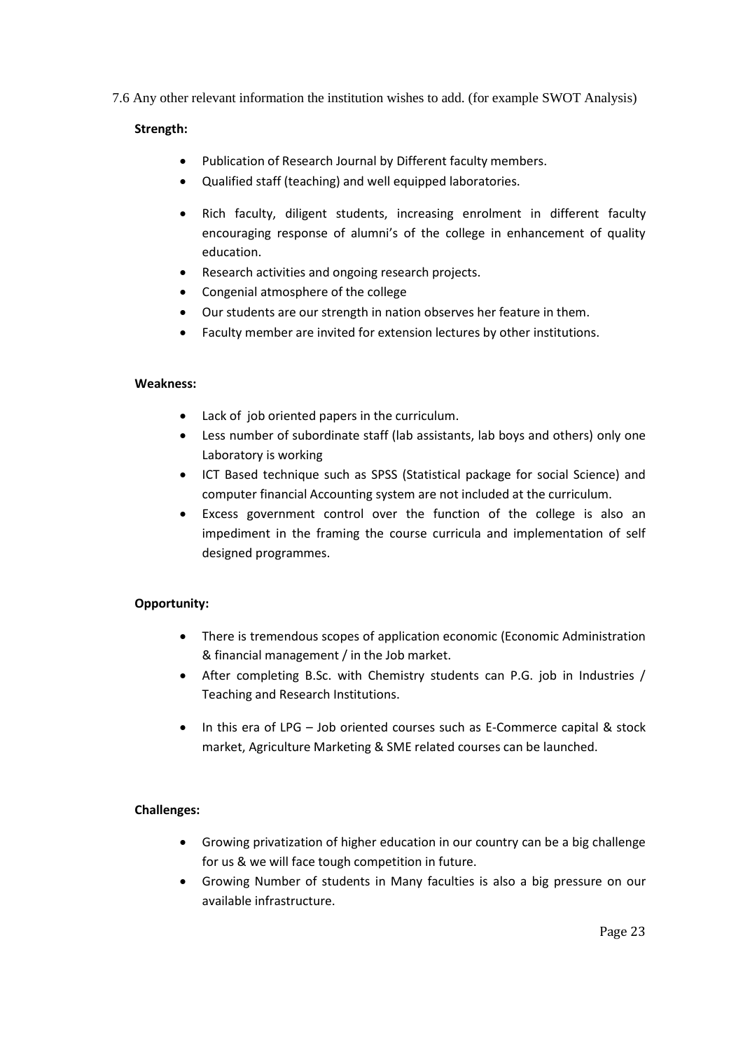7.6 Any other relevant information the institution wishes to add. (for example SWOT Analysis)

**Strength:**

- Publication of Research Journal by Different faculty members.
- Qualified staff (teaching) and well equipped laboratories.
- Rich faculty, diligent students, increasing enrolment in different faculty encouraging response of alumni's of the college in enhancement of quality education.
- Research activities and ongoing research projects.
- Congenial atmosphere of the college
- Our students are our strength in nation observes her feature in them.
- Faculty member are invited for extension lectures by other institutions.

**Weakness:**

- Lack of job oriented papers in the curriculum.
- Less number of subordinate staff (lab assistants, lab boys and others) only one Laboratory is working
- ICT Based technique such as SPSS (Statistical package for social Science) and computer financial Accounting system are not included at the curriculum.
- Excess government control over the function of the college is also an impediment in the framing the course curricula and implementation of self designed programmes.

**Opportunity:**

- There is tremendous scopes of application economic (Economic Administration & financial management / in the Job market.
- After completing B.Sc. with Chemistry students can P.G. job in Industries / Teaching and Research Institutions.
- In this era of LPG – Job oriented courses such as E-Commerce capital & stock market, Agriculture Marketing & SME related courses can be launched.

**Challenges:**

- Growing privatization of higher education in our country can be a big challenge for us & we will face tough competition in future.
- Growing Number of students in Many faculties is also a big pressure on our available infrastructure.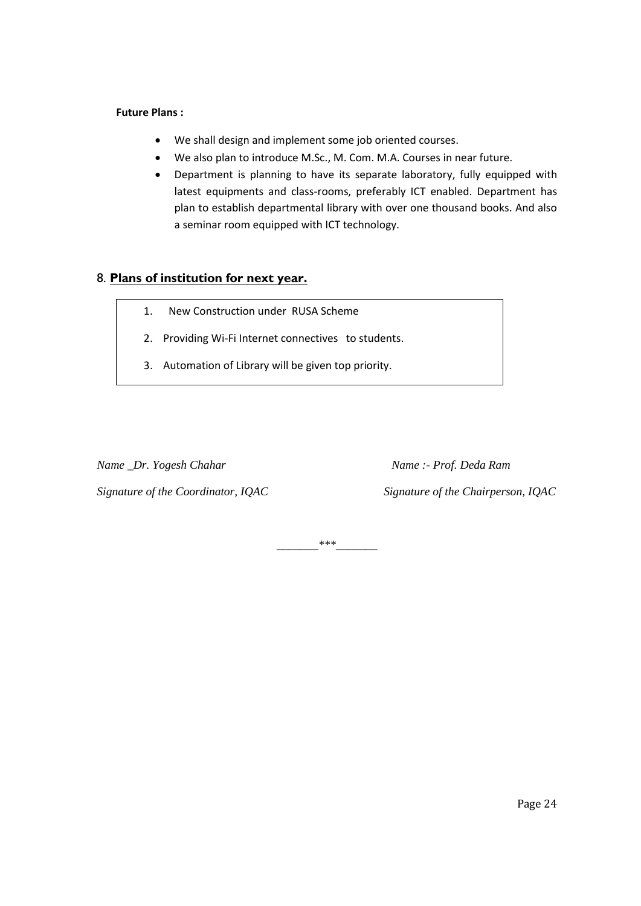**Future Plans :**

- We shall design and implement some job oriented courses.
- We also plan to introduce M.Sc., M. Com. M.A. Courses in near future.
- Department is planning to have its separate laboratory, fully equipped with latest equipments and class-rooms, preferably ICT enabled. Department has plan to establish departmental library with over one thousand books. And also a seminar room equipped with ICT technology.

## 8. Plans of institution for next year.

1. New Construction under RUSA Scheme
2. Providing Wi-Fi Internet connectives to students.
3. Automation of Library will be given top priority.

*Name _Dr. Yogesh Chahar*

*Signature of the Coordinator, IQAC*

*Name :- Prof. Deda Ram*

*Signature of the Chairperson, IQAC*

_______***_______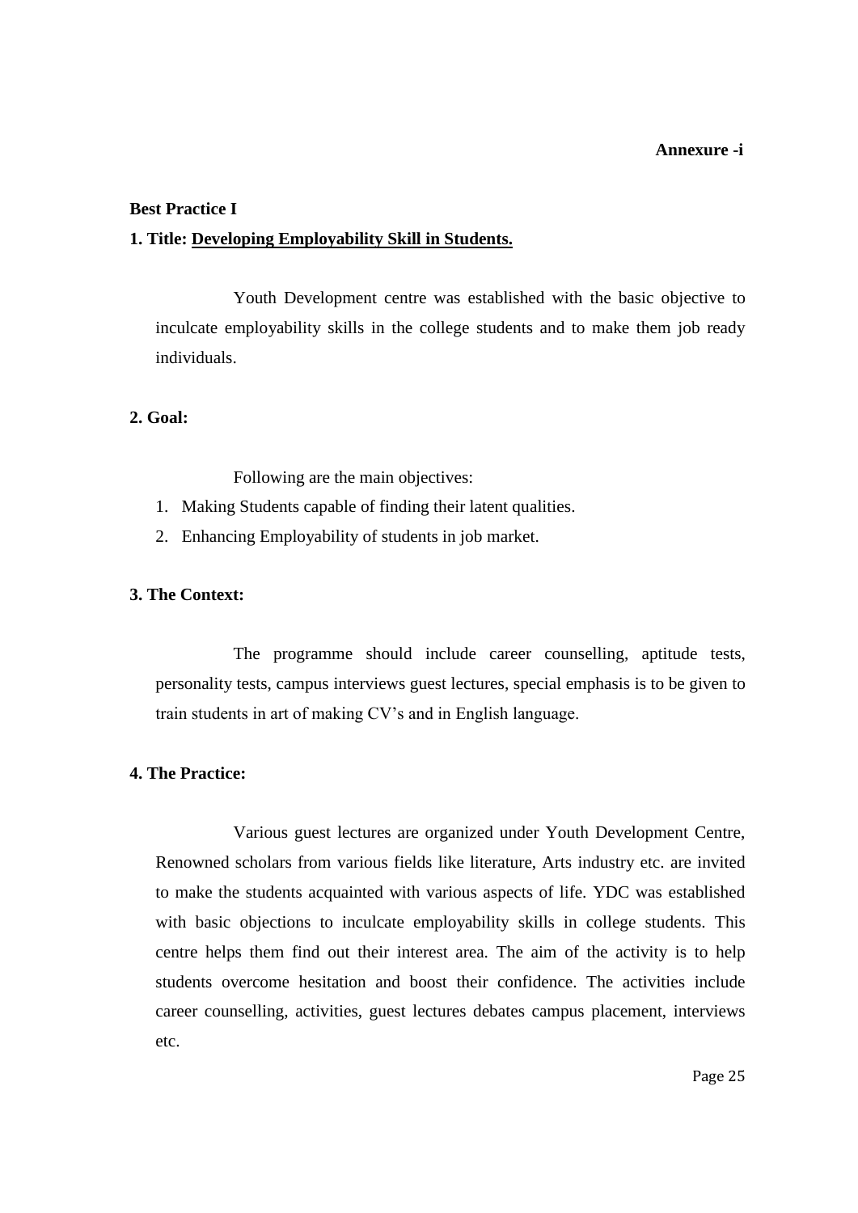**Annexure -i**

**Best Practice I**

**1. Title: <u>Developing Employability Skill in Students.</u>**

Youth Development centre was established with the basic objective to inculcate employability skills in the college students and to make them job ready individuals.

**2. Goal:**

Following are the main objectives:

1. Making Students capable of finding their latent qualities.
2. Enhancing Employability of students in job market.

**3. The Context:**

The programme should include career counselling, aptitude tests, personality tests, campus interviews guest lectures, special emphasis is to be given to train students in art of making CV's and in English language.

**4. The Practice:**

Various guest lectures are organized under Youth Development Centre, Renowned scholars from various fields like literature, Arts industry etc. are invited to make the students acquainted with various aspects of life. YDC was established with basic objections to inculcate employability skills in college students. This centre helps them find out their interest area. The aim of the activity is to help students overcome hesitation and boost their confidence. The activities include career counselling, activities, guest lectures debates campus placement, interviews etc.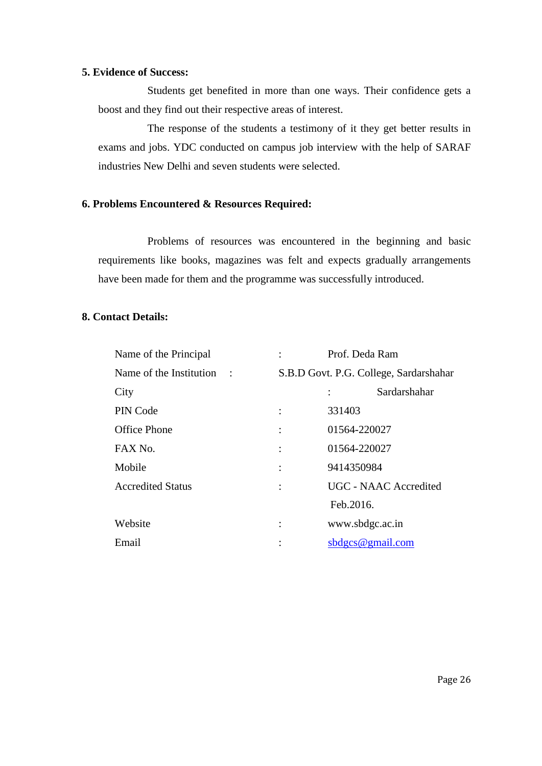**5. Evidence of Success:**

Students get benefited in more than one ways. Their confidence gets a boost and they find out their respective areas of interest.

The response of the students a testimony of it they get better results in exams and jobs. YDC conducted on campus job interview with the help of SARAF industries New Delhi and seven students were selected.

**6. Problems Encountered & Resources Required:**

Problems of resources was encountered in the beginning and basic requirements like books, magazines was felt and expects gradually arrangements have been made for them and the programme was successfully introduced.

**8. Contact Details:**

| | | |
|---|---|---|
| Name of the Principal | : | Prof. Deda Ram |
| Name of the Institution | : | S.B.D Govt. P.G. College, Sardarshahar |
| City | : | Sardarshahar |
| PIN Code | : | 331403 |
| Office Phone | : | 01564-220027 |
| FAX No. | : | 01564-220027 |
| Mobile | : | 9414350984 |
| Accredited Status | : | UGC - NAAC Accredited Feb.2016. |
| Website | : | www.sbdgc.ac.in |
| Email | : | sbdgcs@gmail.com |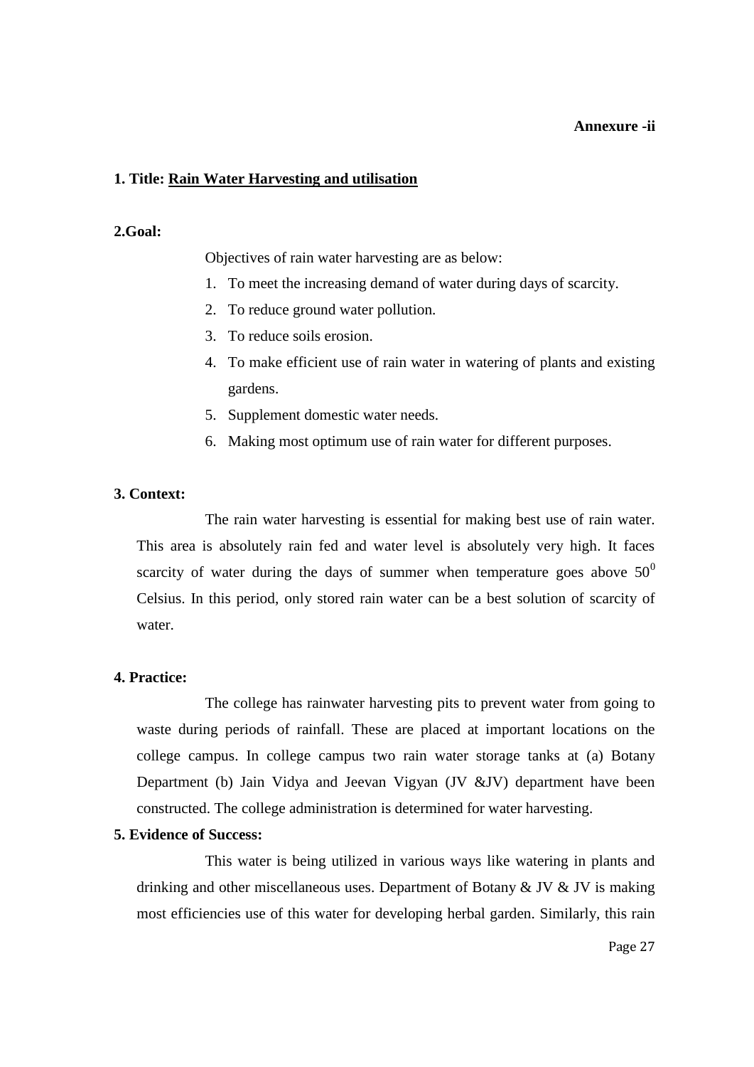**Annexure -ii**

**1. Title: <u>Rain Water Harvesting and utilisation</u>**

**2.Goal:**

Objectives of rain water harvesting are as below:

1. To meet the increasing demand of water during days of scarcity.
2. To reduce ground water pollution.
3. To reduce soils erosion.
4. To make efficient use of rain water in watering of plants and existing gardens.
5. Supplement domestic water needs.
6. Making most optimum use of rain water for different purposes.

**3. Context:**

The rain water harvesting is essential for making best use of rain water. This area is absolutely rain fed and water level is absolutely very high. It faces scarcity of water during the days of summer when temperature goes above $50^0$ Celsius. In this period, only stored rain water can be a best solution of scarcity of water.

**4. Practice:**

The college has rainwater harvesting pits to prevent water from going to waste during periods of rainfall. These are placed at important locations on the college campus. In college campus two rain water storage tanks at (a) Botany Department (b) Jain Vidya and Jeevan Vigyan (JV &JV) department have been constructed. The college administration is determined for water harvesting.

**5. Evidence of Success:**

This water is being utilized in various ways like watering in plants and drinking and other miscellaneous uses. Department of Botany & JV & JV is making most efficiencies use of this water for developing herbal garden. Similarly, this rain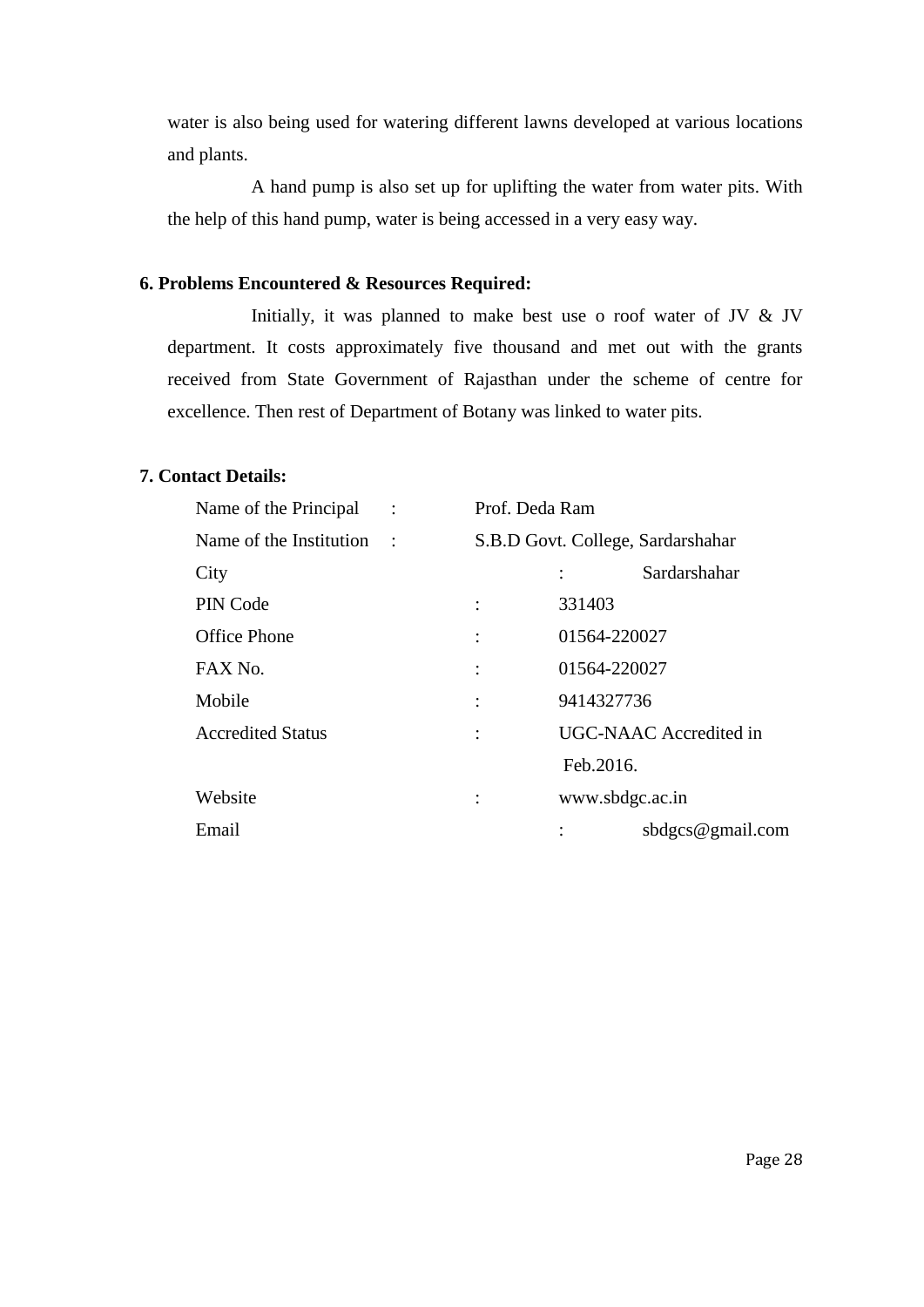water is also being used for watering different lawns developed at various locations and plants.

A hand pump is also set up for uplifting the water from water pits. With the help of this hand pump, water is being accessed in a very easy way.

**6. Problems Encountered & Resources Required:**

Initially, it was planned to make best use o roof water of JV & JV department. It costs approximately five thousand and met out with the grants received from State Government of Rajasthan under the scheme of centre for excellence. Then rest of Department of Botany was linked to water pits.

**7. Contact Details:**

| | | |
|---|---|---|
| Name of the Principal | : | Prof. Deda Ram |
| Name of the Institution | : | S.B.D Govt. College, Sardarshahar |
| City | : | Sardarshahar |
| PIN Code | : | 331403 |
| Office Phone | : | 01564-220027 |
| FAX No. | : | 01564-220027 |
| Mobile | : | 9414327736 |
| Accredited Status | : | UGC-NAAC Accredited in Feb.2016. |
| Website | : | www.sbdgc.ac.in |
| Email | : | sbdgcs@gmail.com |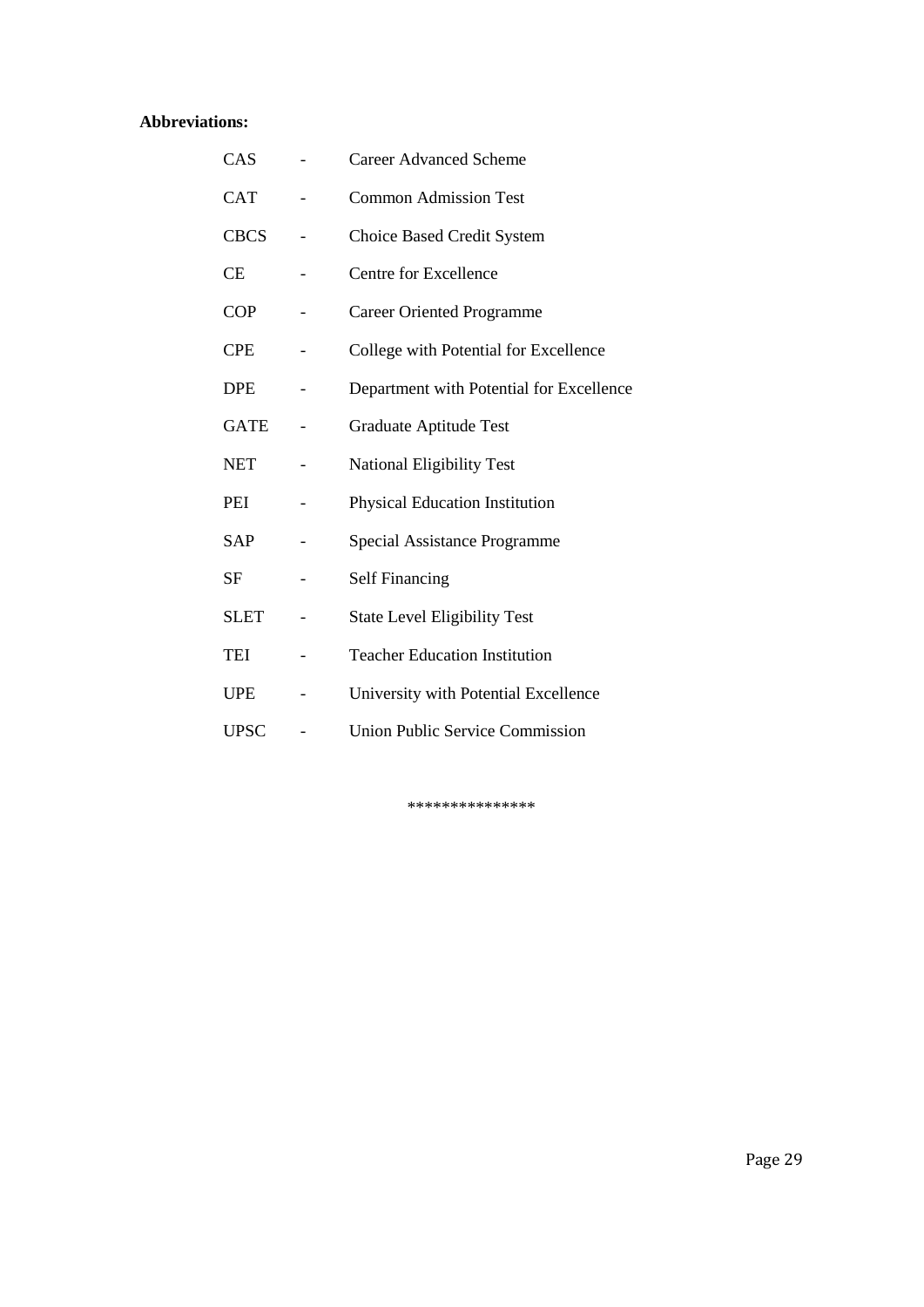**Abbreviations:**

| | | |
|---|---|---|
| CAS | - | Career Advanced Scheme |
| CAT | - | Common Admission Test |
| CBCS | - | Choice Based Credit System |
| CE | - | Centre for Excellence |
| COP | - | Career Oriented Programme |
| CPE | - | College with Potential for Excellence |
| DPE | - | Department with Potential for Excellence |
| GATE | - | Graduate Aptitude Test |
| NET | - | National Eligibility Test |
| PEI | - | Physical Education Institution |
| SAP | - | Special Assistance Programme |
| SF | - | Self Financing |
| SLET | - | State Level Eligibility Test |
| TEI | - | Teacher Education Institution |
| UPE | - | University with Potential Excellence |
| UPSC | - | Union Public Service Commission |

***************